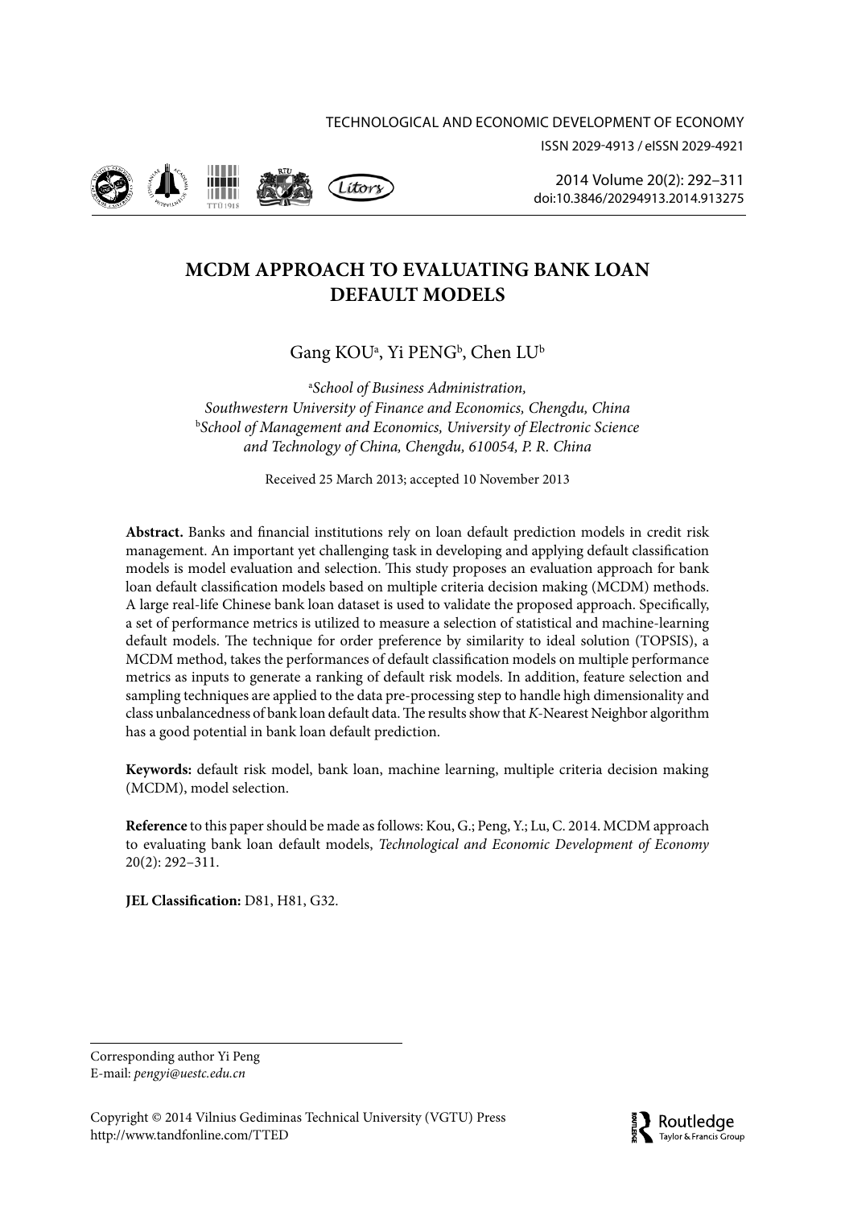# MCDM APPROACH TO EVALUATING BANK LOAN DEFAULT MODELS

Gang KOU[a], Yi PENG[b], Chen LU[b]

[a]*School of Business Administration, Southwestern University of Finance and Economics, Chengdu, China*
[b]*School of Management and Economics, University of Electronic Science and Technology of China, Chengdu, 610054, P. R. China*

Received 25 March 2013; accepted 10 November 2013

**Abstract.** Banks and financial institutions rely on loan default prediction models in credit risk management. An important yet challenging task in developing and applying default classification models is model evaluation and selection. This study proposes an evaluation approach for bank loan default classification models based on multiple criteria decision making (MCDM) methods. A large real-life Chinese bank loan dataset is used to validate the proposed approach. Specifically, a set of performance metrics is utilized to measure a selection of statistical and machine-learning default models. The technique for order preference by similarity to ideal solution (TOPSIS), a MCDM method, takes the performances of default classification models on multiple performance metrics as inputs to generate a ranking of default risk models. In addition, feature selection and sampling techniques are applied to the data pre-processing step to handle high dimensionality and class unbalancedness of bank loan default data. The results show that *K*-Nearest Neighbor algorithm has a good potential in bank loan default prediction.

**Keywords:** default risk model, bank loan, machine learning, multiple criteria decision making (MCDM), model selection.

**Reference** to this paper should be made as follows: Kou, G.; Peng, Y.; Lu, C. 2014. MCDM approach to evaluating bank loan default models, *Technological and Economic Development of Economy* 20(2): 292–311.

**JEL Classification:** D81, H81, G32.

---

Corresponding author Yi Peng
E-mail: *pengyi@uestc.edu.cn*

Copyright © 2014 Vilnius Gediminas Technical University (VGTU) Press
http://www.tandfonline.com/TTED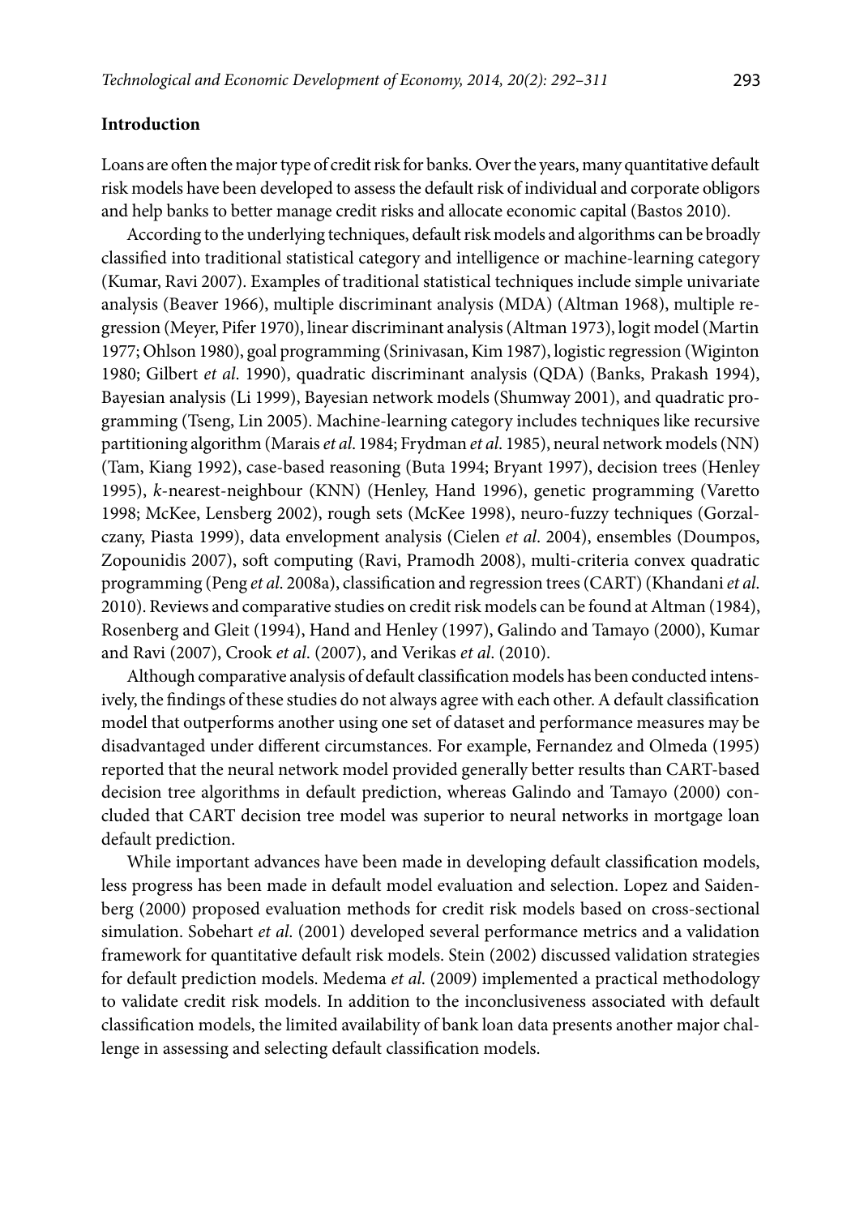## Introduction

Loans are often the major type of credit risk for banks. Over the years, many quantitative default risk models have been developed to assess the default risk of individual and corporate obligors and help banks to better manage credit risks and allocate economic capital (Bastos 2010).

According to the underlying techniques, default risk models and algorithms can be broadly classified into traditional statistical category and intelligence or machine-learning category (Kumar, Ravi 2007). Examples of traditional statistical techniques include simple univariate analysis (Beaver 1966), multiple discriminant analysis (MDA) (Altman 1968), multiple regression (Meyer, Pifer 1970), linear discriminant analysis (Altman 1973), logit model (Martin 1977; Ohlson 1980), goal programming (Srinivasan, Kim 1987), logistic regression (Wiginton 1980; Gilbert *et al*. 1990), quadratic discriminant analysis (QDA) (Banks, Prakash 1994), Bayesian analysis (Li 1999), Bayesian network models (Shumway 2001), and quadratic programming (Tseng, Lin 2005). Machine-learning category includes techniques like recursive partitioning algorithm (Marais *et al*. 1984; Frydman *et al*. 1985), neural network models (NN) (Tam, Kiang 1992), case-based reasoning (Buta 1994; Bryant 1997), decision trees (Henley 1995), *k*-nearest-neighbour (KNN) (Henley, Hand 1996), genetic programming (Varetto 1998; McKee, Lensberg 2002), rough sets (McKee 1998), neuro-fuzzy techniques (Gorzalczany, Piasta 1999), data envelopment analysis (Cielen *et al*. 2004), ensembles (Doumpos, Zopounidis 2007), soft computing (Ravi, Pramodh 2008), multi-criteria convex quadratic programming (Peng *et al*. 2008a), classification and regression trees (CART) (Khandani *et al*. 2010). Reviews and comparative studies on credit risk models can be found at Altman (1984), Rosenberg and Gleit (1994), Hand and Henley (1997), Galindo and Tamayo (2000), Kumar and Ravi (2007), Crook *et al*. (2007), and Verikas *et al*. (2010).

Although comparative analysis of default classification models has been conducted intensively, the findings of these studies do not always agree with each other. A default classification model that outperforms another using one set of dataset and performance measures may be disadvantaged under different circumstances. For example, Fernandez and Olmeda (1995) reported that the neural network model provided generally better results than CART-based decision tree algorithms in default prediction, whereas Galindo and Tamayo (2000) concluded that CART decision tree model was superior to neural networks in mortgage loan default prediction.

While important advances have been made in developing default classification models, less progress has been made in default model evaluation and selection. Lopez and Saidenberg (2000) proposed evaluation methods for credit risk models based on cross-sectional simulation. Sobehart *et al*. (2001) developed several performance metrics and a validation framework for quantitative default risk models. Stein (2002) discussed validation strategies for default prediction models. Medema *et al*. (2009) implemented a practical methodology to validate credit risk models. In addition to the inconclusiveness associated with default classification models, the limited availability of bank loan data presents another major challenge in assessing and selecting default classification models.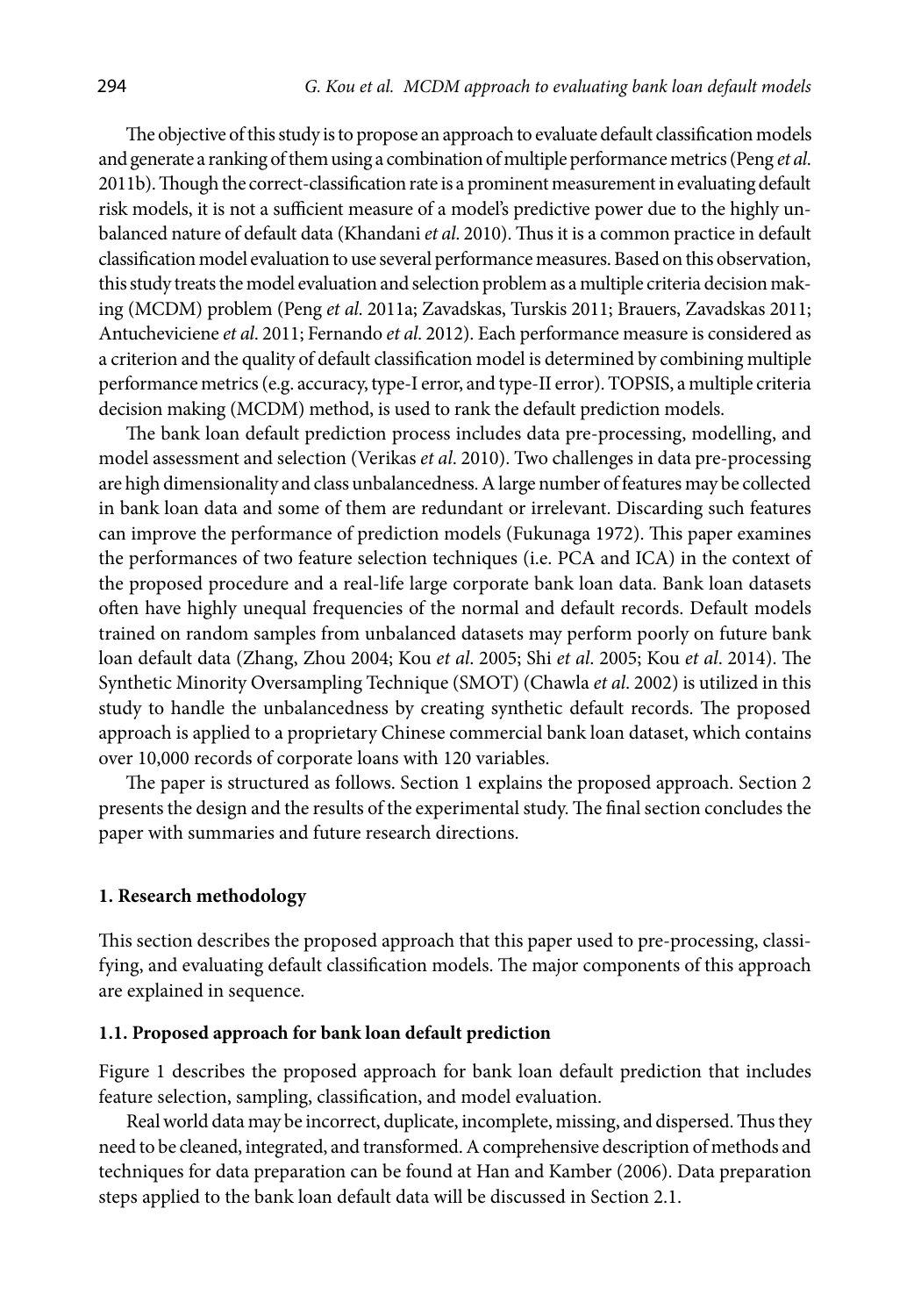The objective of this study is to propose an approach to evaluate default classification models and generate a ranking of them using a combination of multiple performance metrics (Peng *et al.* 2011b). Though the correct-classification rate is a prominent measurement in evaluating default risk models, it is not a sufficient measure of a model's predictive power due to the highly unbalanced nature of default data (Khandani *et al.* 2010). Thus it is a common practice in default classification model evaluation to use several performance measures. Based on this observation, this study treats the model evaluation and selection problem as a multiple criteria decision making (MCDM) problem (Peng *et al.* 2011a; Zavadskas, Turskis 2011; Brauers, Zavadskas 2011; Antucheviciene *et al.* 2011; Fernando *et al.* 2012). Each performance measure is considered as a criterion and the quality of default classification model is determined by combining multiple performance metrics (e.g. accuracy, type-I error, and type-II error). TOPSIS, a multiple criteria decision making (MCDM) method, is used to rank the default prediction models.

The bank loan default prediction process includes data pre-processing, modelling, and model assessment and selection (Verikas *et al.* 2010). Two challenges in data pre-processing are high dimensionality and class unbalancedness. A large number of features may be collected in bank loan data and some of them are redundant or irrelevant. Discarding such features can improve the performance of prediction models (Fukunaga 1972). This paper examines the performances of two feature selection techniques (i.e. PCA and ICA) in the context of the proposed procedure and a real-life large corporate bank loan data. Bank loan datasets often have highly unequal frequencies of the normal and default records. Default models trained on random samples from unbalanced datasets may perform poorly on future bank loan default data (Zhang, Zhou 2004; Kou *et al.* 2005; Shi *et al.* 2005; Kou *et al.* 2014). The Synthetic Minority Oversampling Technique (SMOT) (Chawla *et al.* 2002) is utilized in this study to handle the unbalancedness by creating synthetic default records. The proposed approach is applied to a proprietary Chinese commercial bank loan dataset, which contains over 10,000 records of corporate loans with 120 variables.

The paper is structured as follows. Section 1 explains the proposed approach. Section 2 presents the design and the results of the experimental study. The final section concludes the paper with summaries and future research directions.

## 1. Research methodology

This section describes the proposed approach that this paper used to pre-processing, classifying, and evaluating default classification models. The major components of this approach are explained in sequence.

### 1.1. Proposed approach for bank loan default prediction

Figure 1 describes the proposed approach for bank loan default prediction that includes feature selection, sampling, classification, and model evaluation.

Real world data may be incorrect, duplicate, incomplete, missing, and dispersed. Thus they need to be cleaned, integrated, and transformed. A comprehensive description of methods and techniques for data preparation can be found at Han and Kamber (2006). Data preparation steps applied to the bank loan default data will be discussed in Section 2.1.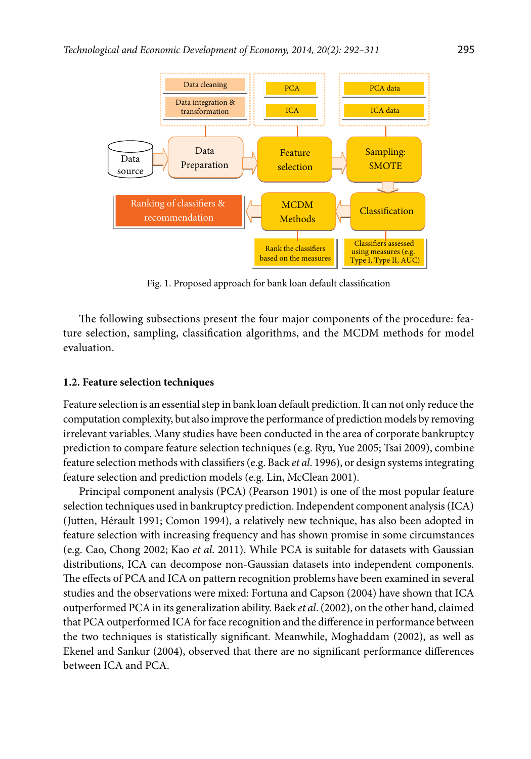Fig. 1. Proposed approach for bank loan default classification

The following subsections present the four major components of the procedure: feature selection, sampling, classification algorithms, and the MCDM methods for model evaluation.

### 1.2. Feature selection techniques

Feature selection is an essential step in bank loan default prediction. It can not only reduce the computation complexity, but also improve the performance of prediction models by removing irrelevant variables. Many studies have been conducted in the area of corporate bankruptcy prediction to compare feature selection techniques (e.g. Ryu, Yue 2005; Tsai 2009), combine feature selection methods with classifiers (e.g. Back *et al*. 1996), or design systems integrating feature selection and prediction models (e.g. Lin, McClean 2001).

Principal component analysis (PCA) (Pearson 1901) is one of the most popular feature selection techniques used in bankruptcy prediction. Independent component analysis (ICA) (Jutten, Hérault 1991; Comon 1994), a relatively new technique, has also been adopted in feature selection with increasing frequency and has shown promise in some circumstances (e.g. Cao, Chong 2002; Kao *et al*. 2011). While PCA is suitable for datasets with Gaussian distributions, ICA can decompose non-Gaussian datasets into independent components. The effects of PCA and ICA on pattern recognition problems have been examined in several studies and the observations were mixed: Fortuna and Capson (2004) have shown that ICA outperformed PCA in its generalization ability. Baek *et al*. (2002), on the other hand, claimed that PCA outperformed ICA for face recognition and the difference in performance between the two techniques is statistically significant. Meanwhile, Moghaddam (2002), as well as Ekenel and Sankur (2004), observed that there are no significant performance differences between ICA and PCA.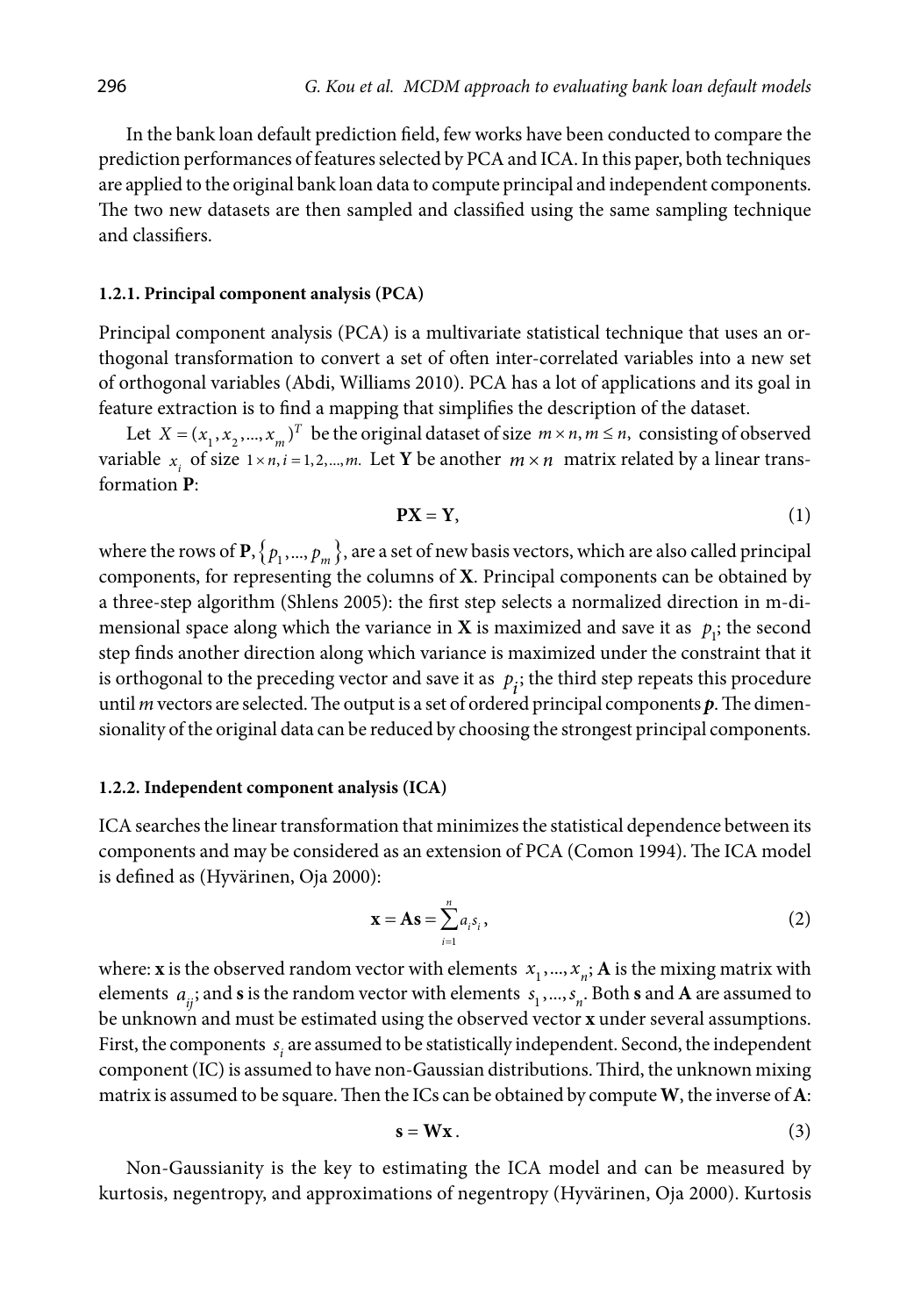In the bank loan default prediction field, few works have been conducted to compare the prediction performances of features selected by PCA and ICA. In this paper, both techniques are applied to the original bank loan data to compute principal and independent components. The two new datasets are then sampled and classified using the same sampling technique and classifiers.

#### 1.2.1. Principal component analysis (PCA)

Principal component analysis (PCA) is a multivariate statistical technique that uses an orthogonal transformation to convert a set of often inter-correlated variables into a new set of orthogonal variables (Abdi, Williams 2010). PCA has a lot of applications and its goal in feature extraction is to find a mapping that simplifies the description of the dataset.

Let $X = (x_1, x_2, ..., x_m)^T$ be the original dataset of size $m \times n, m \leq n,$ consisting of observed variable $x_i$ of size $1 \times n, i = 1, 2, ..., m.$ Let **Y** be another $m \times n$ matrix related by a linear transformation **P**:

$$\mathbf{PX} = \mathbf{Y}, \tag{1}$$

where the rows of $\mathbf{P}, \{p_1, ..., p_m\}$, are a set of new basis vectors, which are also called principal components, for representing the columns of **X**. Principal components can be obtained by a three-step algorithm (Shlens 2005): the first step selects a normalized direction in m-dimensional space along which the variance in **X** is maximized and save it as $p_1$; the second step finds another direction along which variance is maximized under the constraint that it is orthogonal to the preceding vector and save it as $p_i$; the third step repeats this procedure until *m* vectors are selected. The output is a set of ordered principal components $\boldsymbol{p}$. The dimensionality of the original data can be reduced by choosing the strongest principal components.

#### 1.2.2. Independent component analysis (ICA)

ICA searches the linear transformation that minimizes the statistical dependence between its components and may be considered as an extension of PCA (Comon 1994). The ICA model is defined as (Hyvärinen, Oja 2000):

$$\mathbf{x} = \mathbf{As} = \sum_{i=1}^{n} a_i s_i, \tag{2}$$

where: **x** is the observed random vector with elements $x_1, ..., x_n$; **A** is the mixing matrix with elements $a_{ij}$; and **s** is the random vector with elements $s_1, ..., s_n$. Both **s** and **A** are assumed to be unknown and must be estimated using the observed vector **x** under several assumptions. First, the components $s_i$ are assumed to be statistically independent. Second, the independent component (IC) is assumed to have non-Gaussian distributions. Third, the unknown mixing matrix is assumed to be square. Then the ICs can be obtained by compute **W**, the inverse of **A**:

$$\mathbf{s} = \mathbf{Wx}. \tag{3}$$

Non-Gaussianity is the key to estimating the ICA model and can be measured by kurtosis, negentropy, and approximations of negentropy (Hyvärinen, Oja 2000). Kurtosis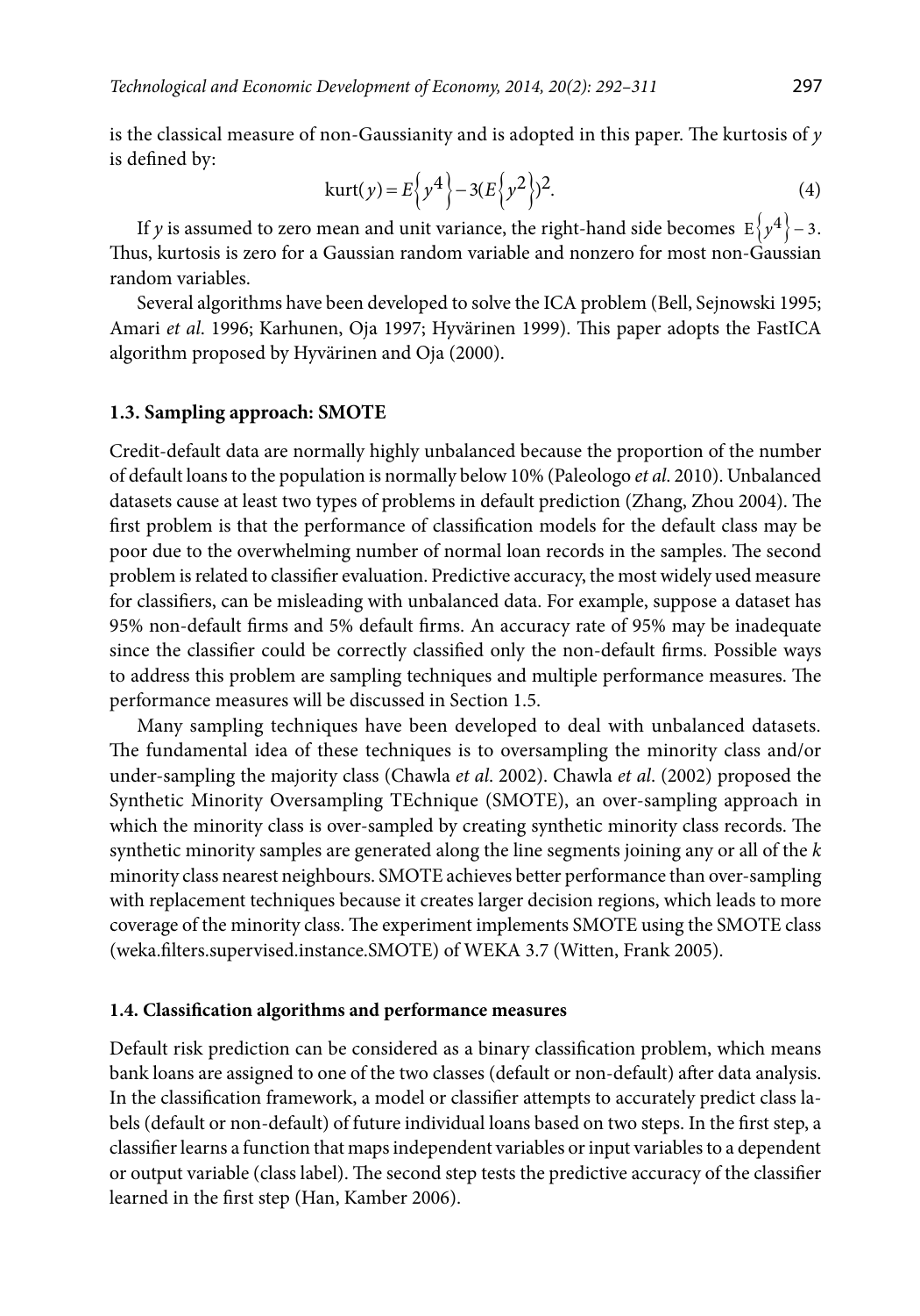is the classical measure of non-Gaussianity and is adopted in this paper. The kurtosis of $y$ is defined by:

$$\text{kurt}(y) = E\left\{y^4\right\} - 3(E\left\{y^2\right\})^2. \tag{4}$$

If $y$ is assumed to zero mean and unit variance, the right-hand side becomes $E\left\{y^4\right\} - 3$. Thus, kurtosis is zero for a Gaussian random variable and nonzero for most non-Gaussian random variables.

Several algorithms have been developed to solve the ICA problem (Bell, Sejnowski 1995; Amari *et al.* 1996; Karhunen, Oja 1997; Hyvärinen 1999). This paper adopts the FastICA algorithm proposed by Hyvärinen and Oja (2000).

### 1.3. Sampling approach: SMOTE

Credit-default data are normally highly unbalanced because the proportion of the number of default loans to the population is normally below 10% (Paleologo *et al.* 2010). Unbalanced datasets cause at least two types of problems in default prediction (Zhang, Zhou 2004). The first problem is that the performance of classification models for the default class may be poor due to the overwhelming number of normal loan records in the samples. The second problem is related to classifier evaluation. Predictive accuracy, the most widely used measure for classifiers, can be misleading with unbalanced data. For example, suppose a dataset has 95% non-default firms and 5% default firms. An accuracy rate of 95% may be inadequate since the classifier could be correctly classified only the non-default firms. Possible ways to address this problem are sampling techniques and multiple performance measures. The performance measures will be discussed in Section 1.5.

Many sampling techniques have been developed to deal with unbalanced datasets. The fundamental idea of these techniques is to oversampling the minority class and/or under-sampling the majority class (Chawla *et al.* 2002). Chawla *et al.* (2002) proposed the Synthetic Minority Oversampling TEchnique (SMOTE), an over-sampling approach in which the minority class is over-sampled by creating synthetic minority class records. The synthetic minority samples are generated along the line segments joining any or all of the $k$ minority class nearest neighbours. SMOTE achieves better performance than over-sampling with replacement techniques because it creates larger decision regions, which leads to more coverage of the minority class. The experiment implements SMOTE using the SMOTE class (weka.filters.supervised.instance.SMOTE) of WEKA 3.7 (Witten, Frank 2005).

### 1.4. Classification algorithms and performance measures

Default risk prediction can be considered as a binary classification problem, which means bank loans are assigned to one of the two classes (default or non-default) after data analysis. In the classification framework, a model or classifier attempts to accurately predict class labels (default or non-default) of future individual loans based on two steps. In the first step, a classifier learns a function that maps independent variables or input variables to a dependent or output variable (class label). The second step tests the predictive accuracy of the classifier learned in the first step (Han, Kamber 2006).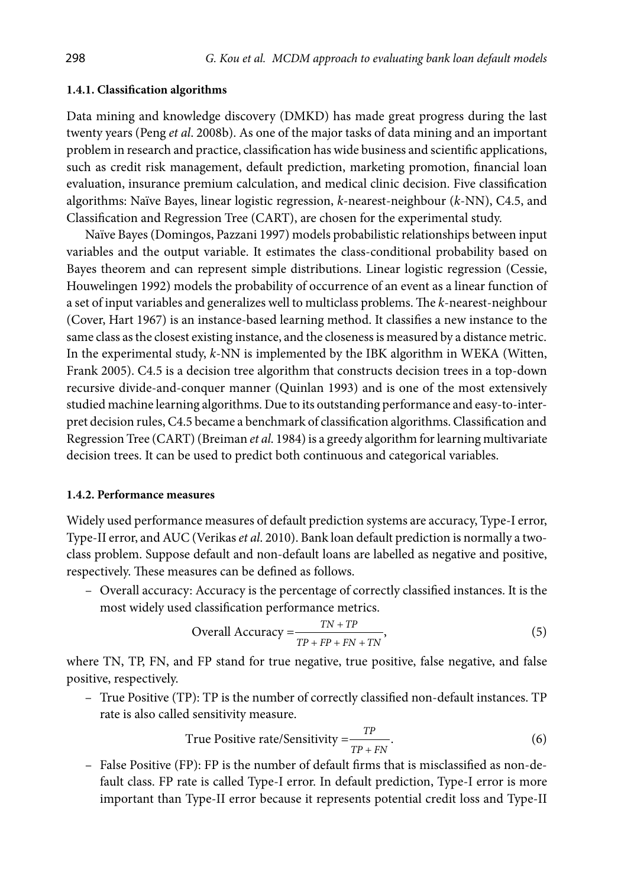#### 1.4.1. Classification algorithms

Data mining and knowledge discovery (DMKD) has made great progress during the last twenty years (Peng *et al*. 2008b). As one of the major tasks of data mining and an important problem in research and practice, classification has wide business and scientific applications, such as credit risk management, default prediction, marketing promotion, financial loan evaluation, insurance premium calculation, and medical clinic decision. Five classification algorithms: Naïve Bayes, linear logistic regression, *k*-nearest-neighbour (*k*-NN), C4.5, and Classification and Regression Tree (CART), are chosen for the experimental study.

Naïve Bayes (Domingos, Pazzani 1997) models probabilistic relationships between input variables and the output variable. It estimates the class-conditional probability based on Bayes theorem and can represent simple distributions. Linear logistic regression (Cessie, Houwelingen 1992) models the probability of occurrence of an event as a linear function of a set of input variables and generalizes well to multiclass problems. The *k*-nearest-neighbour (Cover, Hart 1967) is an instance-based learning method. It classifies a new instance to the same class as the closest existing instance, and the closeness is measured by a distance metric. In the experimental study, *k*-NN is implemented by the IBK algorithm in WEKA (Witten, Frank 2005). C4.5 is a decision tree algorithm that constructs decision trees in a top-down recursive divide-and-conquer manner (Quinlan 1993) and is one of the most extensively studied machine learning algorithms. Due to its outstanding performance and easy-to-interpret decision rules, C4.5 became a benchmark of classification algorithms. Classification and Regression Tree (CART) (Breiman *et al*. 1984) is a greedy algorithm for learning multivariate decision trees. It can be used to predict both continuous and categorical variables.

#### 1.4.2. Performance measures

Widely used performance measures of default prediction systems are accuracy, Type-I error, Type-II error, and AUC (Verikas *et al*. 2010). Bank loan default prediction is normally a two-class problem. Suppose default and non-default loans are labelled as negative and positive, respectively. These measures can be defined as follows.

– Overall accuracy: Accuracy is the percentage of correctly classified instances. It is the most widely used classification performance metrics.

$$\text{Overall Accuracy} = \frac{TN + TP}{TP + FP + FN + TN}, \tag{5}$$

where TN, TP, FN, and FP stand for true negative, true positive, false negative, and false positive, respectively.

– True Positive (TP): TP is the number of correctly classified non-default instances. TP rate is also called sensitivity measure.

$$\text{True Positive rate/Sensitivity} = \frac{TP}{TP + FN}. \tag{6}$$

– False Positive (FP): FP is the number of default firms that is misclassified as non-default class. FP rate is called Type-I error. In default prediction, Type-I error is more important than Type-II error because it represents potential credit loss and Type-II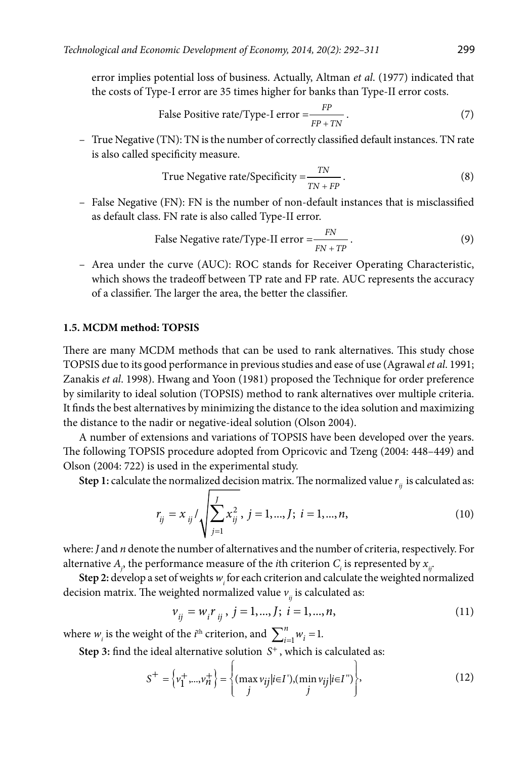error implies potential loss of business. Actually, Altman *et al.* (1977) indicated that the costs of Type-I error are 35 times higher for banks than Type-II error costs.

$$\text{False Positive rate/Type-I error} = \frac{FP}{FP + TN}. \tag{7}$$

– True Negative (TN): TN is the number of correctly classified default instances. TN rate is also called specificity measure.

$$\text{True Negative rate/Specificity} = \frac{TN}{TN + FP}. \tag{8}$$

– False Negative (FN): FN is the number of non-default instances that is misclassified as default class. FN rate is also called Type-II error.

$$\text{False Negative rate/Type-II error} = \frac{FN}{FN + TP}. \tag{9}$$

– Area under the curve (AUC): ROC stands for Receiver Operating Characteristic, which shows the tradeoff between TP rate and FP rate. AUC represents the accuracy of a classifier. The larger the area, the better the classifier.

### 1.5. MCDM method: TOPSIS

There are many MCDM methods that can be used to rank alternatives. This study chose TOPSIS due to its good performance in previous studies and ease of use (Agrawal *et al.* 1991; Zanakis *et al.* 1998). Hwang and Yoon (1981) proposed the Technique for order preference by similarity to ideal solution (TOPSIS) method to rank alternatives over multiple criteria. It finds the best alternatives by minimizing the distance to the idea solution and maximizing the distance to the nadir or negative-ideal solution (Olson 2004).

A number of extensions and variations of TOPSIS have been developed over the years. The following TOPSIS procedure adopted from Opricovic and Tzeng (2004: 448–449) and Olson (2004: 722) is used in the experimental study.

**Step 1:** calculate the normalized decision matrix. The normalized value $r_{ij}$ is calculated as:

$$r_{ij} = x_{ij} / \sqrt{\sum_{j=1}^{J} x_{ij}^2}, \; j = 1, ..., J; \; i = 1, ..., n, \tag{10}$$

where: $J$ and $n$ denote the number of alternatives and the number of criteria, respectively. For alternative $A_j$, the performance measure of the $i$th criterion $C_i$ is represented by $x_{ij}$.

**Step 2:** develop a set of weights $w_i$ for each criterion and calculate the weighted normalized decision matrix. The weighted normalized value $v_{ij}$ is calculated as:

$$v_{ij} = w_i r_{ij}, \; j = 1, ..., J; \; i = 1, ..., n, \tag{11}$$

where $w_i$ is the weight of the $i^{\text{th}}$ criterion, and $\sum_{i=1}^{n} w_i = 1$.

**Step 3:** find the ideal alternative solution $S^+$, which is calculated as:

$$S^+ = \left\{ v_1^+, ..., v_n^+ \right\} = \left\{ (\max_j v_{ij} | i \in I'), (\min_j v_{ij} | i \in I'') \right\}, \tag{12}$$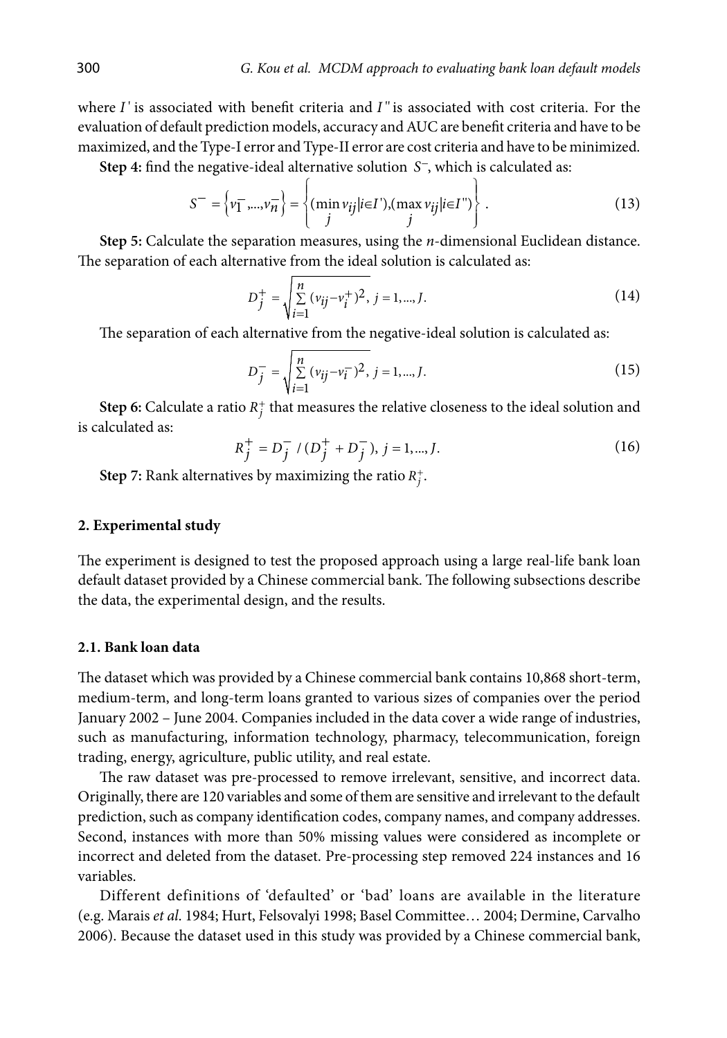where $I'$ is associated with benefit criteria and $I''$ is associated with cost criteria. For the evaluation of default prediction models, accuracy and AUC are benefit criteria and have to be maximized, and the Type-I error and Type-II error are cost criteria and have to be minimized.

**Step 4:** find the negative-ideal alternative solution $S^-$, which is calculated as:

$$S^- = \left\{ v_1^-, \ldots, v_n^- \right\} = \left\{ (\min_j v_{ij} | i \in I'), (\max_j v_{ij} | i \in I'') \right\}. \tag{13}$$

**Step 5:** Calculate the separation measures, using the $n$-dimensional Euclidean distance. The separation of each alternative from the ideal solution is calculated as:

$$D_j^+ = \sqrt{\sum_{i=1}^{n} (v_{ij} - v_i^+)^2}, \; j = 1, \ldots, J. \tag{14}$$

The separation of each alternative from the negative-ideal solution is calculated as:

$$D_j^- = \sqrt{\sum_{i=1}^{n} (v_{ij} - v_i^-)^2}, \; j = 1, \ldots, J. \tag{15}$$

**Step 6:** Calculate a ratio $R_j^+$ that measures the relative closeness to the ideal solution and is calculated as:

$$R_j^+ = D_j^- / (D_j^+ + D_j^-), \; j = 1, \ldots, J. \tag{16}$$

**Step 7:** Rank alternatives by maximizing the ratio $R_j^+$.

## 2. Experimental study

The experiment is designed to test the proposed approach using a large real-life bank loan default dataset provided by a Chinese commercial bank. The following subsections describe the data, the experimental design, and the results.

### 2.1. Bank loan data

The dataset which was provided by a Chinese commercial bank contains 10,868 short-term, medium-term, and long-term loans granted to various sizes of companies over the period January 2002 – June 2004. Companies included in the data cover a wide range of industries, such as manufacturing, information technology, pharmacy, telecommunication, foreign trading, energy, agriculture, public utility, and real estate.

The raw dataset was pre-processed to remove irrelevant, sensitive, and incorrect data. Originally, there are 120 variables and some of them are sensitive and irrelevant to the default prediction, such as company identification codes, company names, and company addresses. Second, instances with more than 50% missing values were considered as incomplete or incorrect and deleted from the dataset. Pre-processing step removed 224 instances and 16 variables.

Different definitions of 'defaulted' or 'bad' loans are available in the literature (e.g. Marais *et al.* 1984; Hurt, Felsovalyi 1998; Basel Committee… 2004; Dermine, Carvalho 2006). Because the dataset used in this study was provided by a Chinese commercial bank,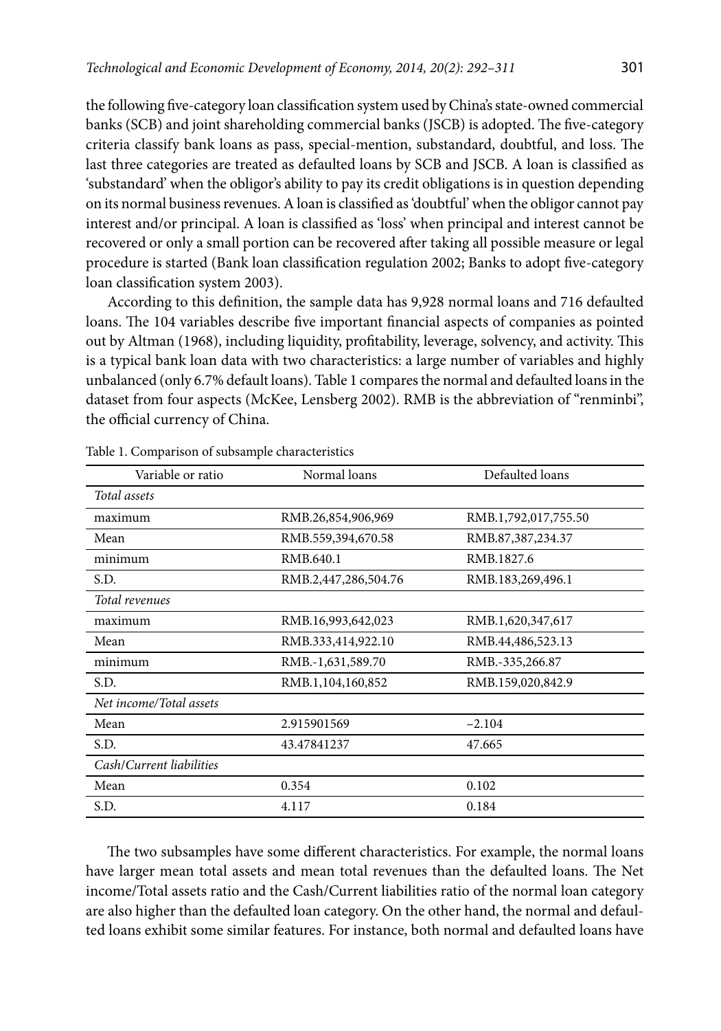the following five-category loan classification system used by China's state-owned commercial banks (SCB) and joint shareholding commercial banks (JSCB) is adopted. The five-category criteria classify bank loans as pass, special-mention, substandard, doubtful, and loss. The last three categories are treated as defaulted loans by SCB and JSCB. A loan is classified as 'substandard' when the obligor's ability to pay its credit obligations is in question depending on its normal business revenues. A loan is classified as 'doubtful' when the obligor cannot pay interest and/or principal. A loan is classified as 'loss' when principal and interest cannot be recovered or only a small portion can be recovered after taking all possible measure or legal procedure is started (Bank loan classification regulation 2002; Banks to adopt five-category loan classification system 2003).

According to this definition, the sample data has 9,928 normal loans and 716 defaulted loans. The 104 variables describe five important financial aspects of companies as pointed out by Altman (1968), including liquidity, profitability, leverage, solvency, and activity. This is a typical bank loan data with two characteristics: a large number of variables and highly unbalanced (only 6.7% default loans). Table 1 compares the normal and defaulted loans in the dataset from four aspects (McKee, Lensberg 2002). RMB is the abbreviation of "renminbi", the official currency of China.

Table 1. Comparison of subsample characteristics

| Variable or ratio | Normal loans | Defaulted loans |
|---|---|---|
| *Total assets* | | |
| maximum | RMB.26,854,906,969 | RMB.1,792,017,755.50 |
| Mean | RMB.559,394,670.58 | RMB.87,387,234.37 |
| minimum | RMB.640.1 | RMB.1827.6 |
| S.D. | RMB.2,447,286,504.76 | RMB.183,269,496.1 |
| *Total revenues* | | |
| maximum | RMB.16,993,642,023 | RMB.1,620,347,617 |
| Mean | RMB.333,414,922.10 | RMB.44,486,523.13 |
| minimum | RMB.-1,631,589.70 | RMB.-335,266.87 |
| S.D. | RMB.1,104,160,852 | RMB.159,020,842.9 |
| *Net income/Total assets* | | |
| Mean | 2.915901569 | −2.104 |
| S.D. | 43.47841237 | 47.665 |
| *Cash/Current liabilities* | | |
| Mean | 0.354 | 0.102 |
| S.D. | 4.117 | 0.184 |

The two subsamples have some different characteristics. For example, the normal loans have larger mean total assets and mean total revenues than the defaulted loans. The Net income/Total assets ratio and the Cash/Current liabilities ratio of the normal loan category are also higher than the defaulted loan category. On the other hand, the normal and defaulted loans exhibit some similar features. For instance, both normal and defaulted loans have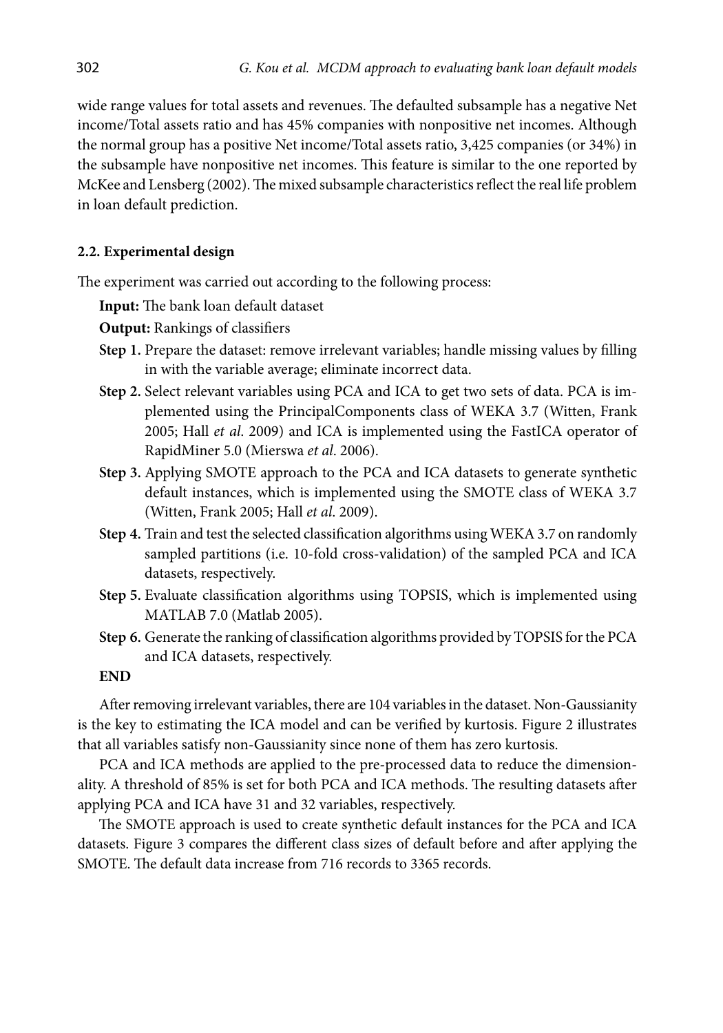wide range values for total assets and revenues. The defaulted subsample has a negative Net income/Total assets ratio and has 45% companies with nonpositive net incomes. Although the normal group has a positive Net income/Total assets ratio, 3,425 companies (or 34%) in the subsample have nonpositive net incomes. This feature is similar to the one reported by McKee and Lensberg (2002). The mixed subsample characteristics reflect the real life problem in loan default prediction.

### 2.2. Experimental design

The experiment was carried out according to the following process:

**Input:** The bank loan default dataset

**Output:** Rankings of classifiers

**Step 1.** Prepare the dataset: remove irrelevant variables; handle missing values by filling in with the variable average; eliminate incorrect data.

**Step 2.** Select relevant variables using PCA and ICA to get two sets of data. PCA is implemented using the PrincipalComponents class of WEKA 3.7 (Witten, Frank 2005; Hall *et al*. 2009) and ICA is implemented using the FastICA operator of RapidMiner 5.0 (Mierswa *et al*. 2006).

**Step 3.** Applying SMOTE approach to the PCA and ICA datasets to generate synthetic default instances, which is implemented using the SMOTE class of WEKA 3.7 (Witten, Frank 2005; Hall *et al*. 2009).

**Step 4.** Train and test the selected classification algorithms using WEKA 3.7 on randomly sampled partitions (i.e. 10-fold cross-validation) of the sampled PCA and ICA datasets, respectively.

**Step 5.** Evaluate classification algorithms using TOPSIS, which is implemented using MATLAB 7.0 (Matlab 2005).

**Step 6.** Generate the ranking of classification algorithms provided by TOPSIS for the PCA and ICA datasets, respectively.

**END**

After removing irrelevant variables, there are 104 variables in the dataset. Non-Gaussianity is the key to estimating the ICA model and can be verified by kurtosis. Figure 2 illustrates that all variables satisfy non-Gaussianity since none of them has zero kurtosis.

PCA and ICA methods are applied to the pre-processed data to reduce the dimensionality. A threshold of 85% is set for both PCA and ICA methods. The resulting datasets after applying PCA and ICA have 31 and 32 variables, respectively.

The SMOTE approach is used to create synthetic default instances for the PCA and ICA datasets. Figure 3 compares the different class sizes of default before and after applying the SMOTE. The default data increase from 716 records to 3365 records.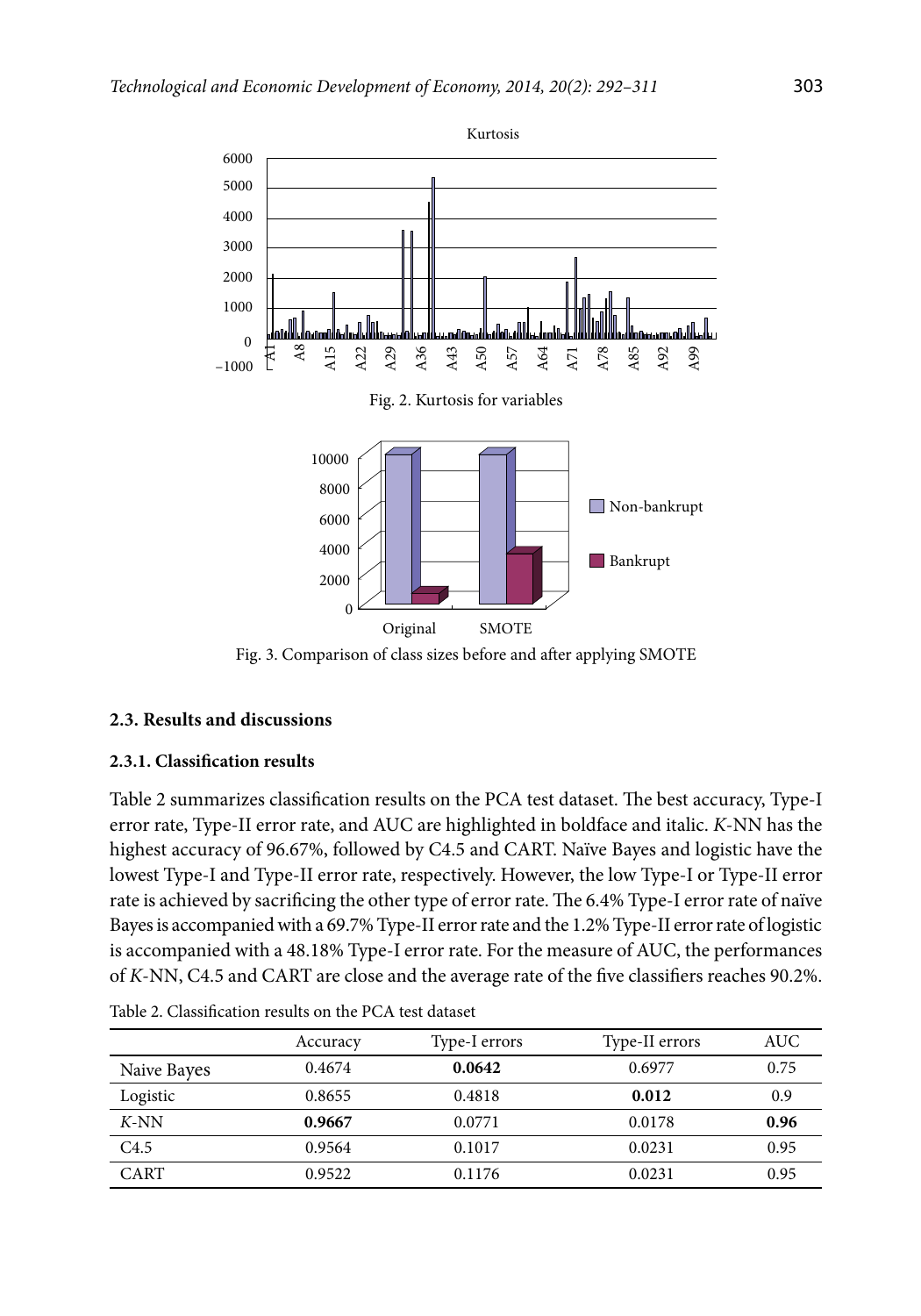Fig. 2. Kurtosis for variables

Fig. 3. Comparison of class sizes before and after applying SMOTE

### 2.3. Results and discussions

#### 2.3.1. Classification results

Table 2 summarizes classification results on the PCA test dataset. The best accuracy, Type-I error rate, Type-II error rate, and AUC are highlighted in boldface and italic. *K*-NN has the highest accuracy of 96.67%, followed by C4.5 and CART. Naïve Bayes and logistic have the lowest Type-I and Type-II error rate, respectively. However, the low Type-I or Type-II error rate is achieved by sacrificing the other type of error rate. The 6.4% Type-I error rate of naïve Bayes is accompanied with a 69.7% Type-II error rate and the 1.2% Type-II error rate of logistic is accompanied with a 48.18% Type-I error rate. For the measure of AUC, the performances of *K*-NN, C4.5 and CART are close and the average rate of the five classifiers reaches 90.2%.

Table 2. Classification results on the PCA test dataset

| | Accuracy | Type-I errors | Type-II errors | AUC |
|---|---|---|---|---|
| Naive Bayes | 0.4674 | **0.0642** | 0.6977 | 0.75 |
| Logistic | 0.8655 | 0.4818 | **0.012** | 0.9 |
| *K*-NN | **0.9667** | 0.0771 | 0.0178 | **0.96** |
| C4.5 | 0.9564 | 0.1017 | 0.0231 | 0.95 |
| CART | 0.9522 | 0.1176 | 0.0231 | 0.95 |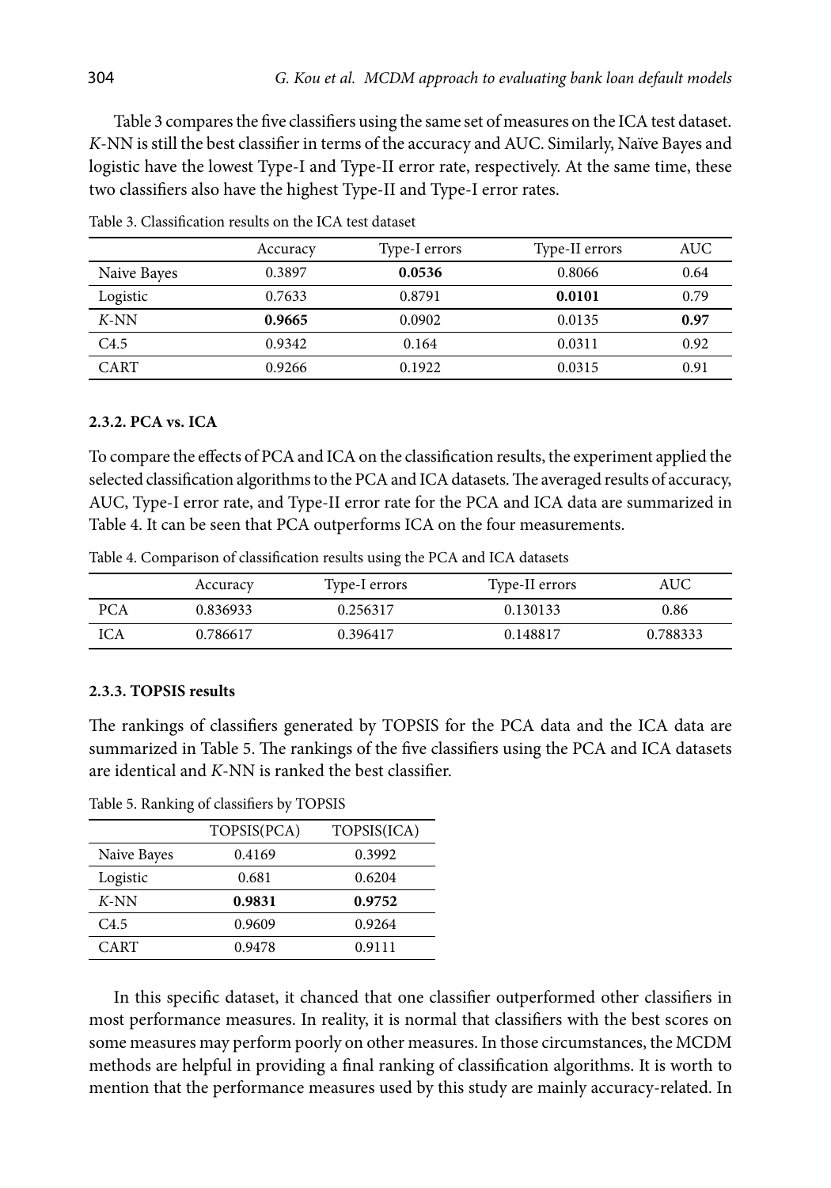Table 3 compares the five classifiers using the same set of measures on the ICA test dataset. *K*-NN is still the best classifier in terms of the accuracy and AUC. Similarly, Naïve Bayes and logistic have the lowest Type-I and Type-II error rate, respectively. At the same time, these two classifiers also have the highest Type-II and Type-I error rates.

Table 3. Classification results on the ICA test dataset

| | Accuracy | Type-I errors | Type-II errors | AUC |
|---|---|---|---|---|
| Naive Bayes | 0.3897 | **0.0536** | 0.8066 | 0.64 |
| Logistic | 0.7633 | 0.8791 | **0.0101** | 0.79 |
| *K*-NN | **0.9665** | 0.0902 | 0.0135 | **0.97** |
| C4.5 | 0.9342 | 0.164 | 0.0311 | 0.92 |
| CART | 0.9266 | 0.1922 | 0.0315 | 0.91 |

#### 2.3.2. PCA vs. ICA

To compare the effects of PCA and ICA on the classification results, the experiment applied the selected classification algorithms to the PCA and ICA datasets. The averaged results of accuracy, AUC, Type-I error rate, and Type-II error rate for the PCA and ICA data are summarized in Table 4. It can be seen that PCA outperforms ICA on the four measurements.

Table 4. Comparison of classification results using the PCA and ICA datasets

| | Accuracy | Type-I errors | Type-II errors | AUC |
|---|---|---|---|---|
| PCA | 0.836933 | 0.256317 | 0.130133 | 0.86 |
| ICA | 0.786617 | 0.396417 | 0.148817 | 0.788333 |

#### 2.3.3. TOPSIS results

The rankings of classifiers generated by TOPSIS for the PCA data and the ICA data are summarized in Table 5. The rankings of the five classifiers using the PCA and ICA datasets are identical and *K*-NN is ranked the best classifier.

Table 5. Ranking of classifiers by TOPSIS

| | TOPSIS(PCA) | TOPSIS(ICA) |
|---|---|---|
| Naive Bayes | 0.4169 | 0.3992 |
| Logistic | 0.681 | 0.6204 |
| *K*-NN | **0.9831** | **0.9752** |
| C4.5 | 0.9609 | 0.9264 |
| CART | 0.9478 | 0.9111 |

In this specific dataset, it chanced that one classifier outperformed other classifiers in most performance measures. In reality, it is normal that classifiers with the best scores on some measures may perform poorly on other measures. In those circumstances, the MCDM methods are helpful in providing a final ranking of classification algorithms. It is worth to mention that the performance measures used by this study are mainly accuracy-related. In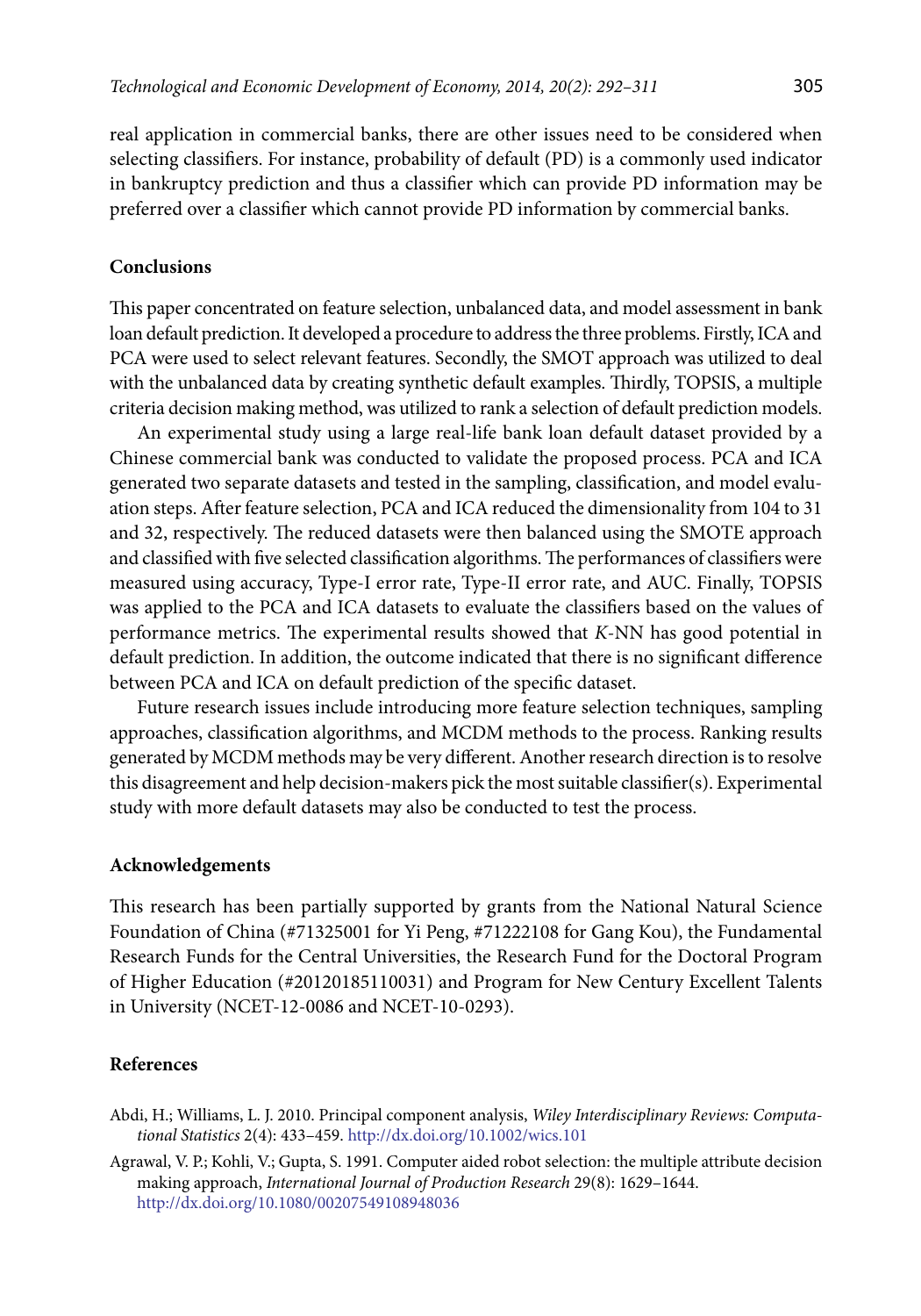real application in commercial banks, there are other issues need to be considered when selecting classifiers. For instance, probability of default (PD) is a commonly used indicator in bankruptcy prediction and thus a classifier which can provide PD information may be preferred over a classifier which cannot provide PD information by commercial banks.

## Conclusions

This paper concentrated on feature selection, unbalanced data, and model assessment in bank loan default prediction. It developed a procedure to address the three problems. Firstly, ICA and PCA were used to select relevant features. Secondly, the SMOT approach was utilized to deal with the unbalanced data by creating synthetic default examples. Thirdly, TOPSIS, a multiple criteria decision making method, was utilized to rank a selection of default prediction models.

An experimental study using a large real-life bank loan default dataset provided by a Chinese commercial bank was conducted to validate the proposed process. PCA and ICA generated two separate datasets and tested in the sampling, classification, and model evaluation steps. After feature selection, PCA and ICA reduced the dimensionality from 104 to 31 and 32, respectively. The reduced datasets were then balanced using the SMOTE approach and classified with five selected classification algorithms. The performances of classifiers were measured using accuracy, Type-I error rate, Type-II error rate, and AUC. Finally, TOPSIS was applied to the PCA and ICA datasets to evaluate the classifiers based on the values of performance metrics. The experimental results showed that *K*-NN has good potential in default prediction. In addition, the outcome indicated that there is no significant difference between PCA and ICA on default prediction of the specific dataset.

Future research issues include introducing more feature selection techniques, sampling approaches, classification algorithms, and MCDM methods to the process. Ranking results generated by MCDM methods may be very different. Another research direction is to resolve this disagreement and help decision-makers pick the most suitable classifier(s). Experimental study with more default datasets may also be conducted to test the process.

## Acknowledgements

This research has been partially supported by grants from the National Natural Science Foundation of China (#71325001 for Yi Peng, #71222108 for Gang Kou), the Fundamental Research Funds for the Central Universities, the Research Fund for the Doctoral Program of Higher Education (#20120185110031) and Program for New Century Excellent Talents in University (NCET-12-0086 and NCET-10-0293).

## References

Abdi, H.; Williams, L. J. 2010. Principal component analysis, *Wiley Interdisciplinary Reviews: Computational Statistics* 2(4): 433–459. http://dx.doi.org/10.1002/wics.101

Agrawal, V. P.; Kohli, V.; Gupta, S. 1991. Computer aided robot selection: the multiple attribute decision making approach, *International Journal of Production Research* 29(8): 1629–1644. http://dx.doi.org/10.1080/00207549108948036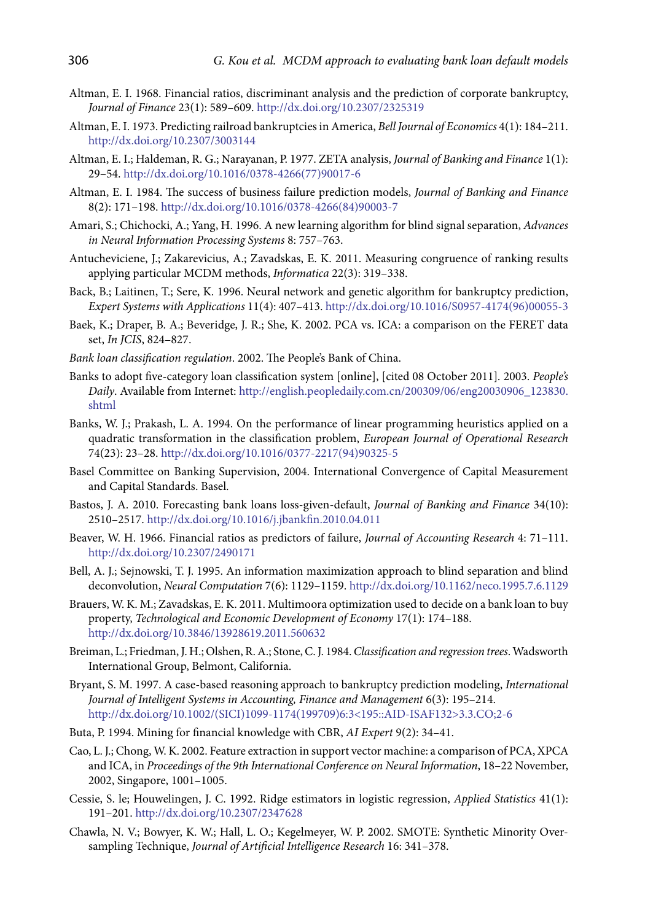Altman, E. I. 1968. Financial ratios, discriminant analysis and the prediction of corporate bankruptcy, *Journal of Finance* 23(1): 589–609. http://dx.doi.org/10.2307/2325319

Altman, E. I. 1973. Predicting railroad bankruptcies in America, *Bell Journal of Economics* 4(1): 184–211. http://dx.doi.org/10.2307/3003144

Altman, E. I.; Haldeman, R. G.; Narayanan, P. 1977. ZETA analysis, *Journal of Banking and Finance* 1(1): 29–54. http://dx.doi.org/10.1016/0378-4266(77)90017-6

Altman, E. I. 1984. The success of business failure prediction models, *Journal of Banking and Finance* 8(2): 171–198. http://dx.doi.org/10.1016/0378-4266(84)90003-7

Amari, S.; Chichocki, A.; Yang, H. 1996. A new learning algorithm for blind signal separation, *Advances in Neural Information Processing Systems* 8: 757–763.

Antucheviciene, J.; Zakarevicius, A.; Zavadskas, E. K. 2011. Measuring congruence of ranking results applying particular MCDM methods, *Informatica* 22(3): 319–338.

Back, B.; Laitinen, T.; Sere, K. 1996. Neural network and genetic algorithm for bankruptcy prediction, *Expert Systems with Applications* 11(4): 407–413. http://dx.doi.org/10.1016/S0957-4174(96)00055-3

Baek, K.; Draper, B. A.; Beveridge, J. R.; She, K. 2002. PCA vs. ICA: a comparison on the FERET data set, *In JCIS*, 824–827.

*Bank loan classification regulation*. 2002. The People's Bank of China.

Banks to adopt five-category loan classification system [online], [cited 08 October 2011]. 2003. *People's Daily*. Available from Internet: http://english.peopledaily.com.cn/200309/06/eng20030906_123830.shtml

Banks, W. J.; Prakash, L. A. 1994. On the performance of linear programming heuristics applied on a quadratic transformation in the classification problem, *European Journal of Operational Research* 74(23): 23–28. http://dx.doi.org/10.1016/0377-2217(94)90325-5

Basel Committee on Banking Supervision, 2004. International Convergence of Capital Measurement and Capital Standards. Basel.

Bastos, J. A. 2010. Forecasting bank loans loss-given-default, *Journal of Banking and Finance* 34(10): 2510–2517. http://dx.doi.org/10.1016/j.jbankfin.2010.04.011

Beaver, W. H. 1966. Financial ratios as predictors of failure, *Journal of Accounting Research* 4: 71–111. http://dx.doi.org/10.2307/2490171

Bell, A. J.; Sejnowski, T. J. 1995. An information maximization approach to blind separation and blind deconvolution, *Neural Computation* 7(6): 1129–1159. http://dx.doi.org/10.1162/neco.1995.7.6.1129

Brauers, W. K. M.; Zavadskas, E. K. 2011. Multimoora optimization used to decide on a bank loan to buy property, *Technological and Economic Development of Economy* 17(1): 174–188. http://dx.doi.org/10.3846/13928619.2011.560632

Breiman, L.; Friedman, J. H.; Olshen, R. A.; Stone, C. J. 1984. *Classification and regression trees*. Wadsworth International Group, Belmont, California.

Bryant, S. M. 1997. A case-based reasoning approach to bankruptcy prediction modeling, *International Journal of Intelligent Systems in Accounting, Finance and Management* 6(3): 195–214. http://dx.doi.org/10.1002/(SICI)1099-1174(199709)6:3<195::AID-ISAF132>3.3.CO;2-6

Buta, P. 1994. Mining for financial knowledge with CBR, *AI Expert* 9(2): 34–41.

Cao, L. J.; Chong, W. K. 2002. Feature extraction in support vector machine: a comparison of PCA, XPCA and ICA, in *Proceedings of the 9th International Conference on Neural Information*, 18–22 November, 2002, Singapore, 1001–1005.

Cessie, S. le; Houwelingen, J. C. 1992. Ridge estimators in logistic regression, *Applied Statistics* 41(1): 191–201. http://dx.doi.org/10.2307/2347628

Chawla, N. V.; Bowyer, K. W.; Hall, L. O.; Kegelmeyer, W. P. 2002. SMOTE: Synthetic Minority Over-sampling Technique, *Journal of Artificial Intelligence Research* 16: 341–378.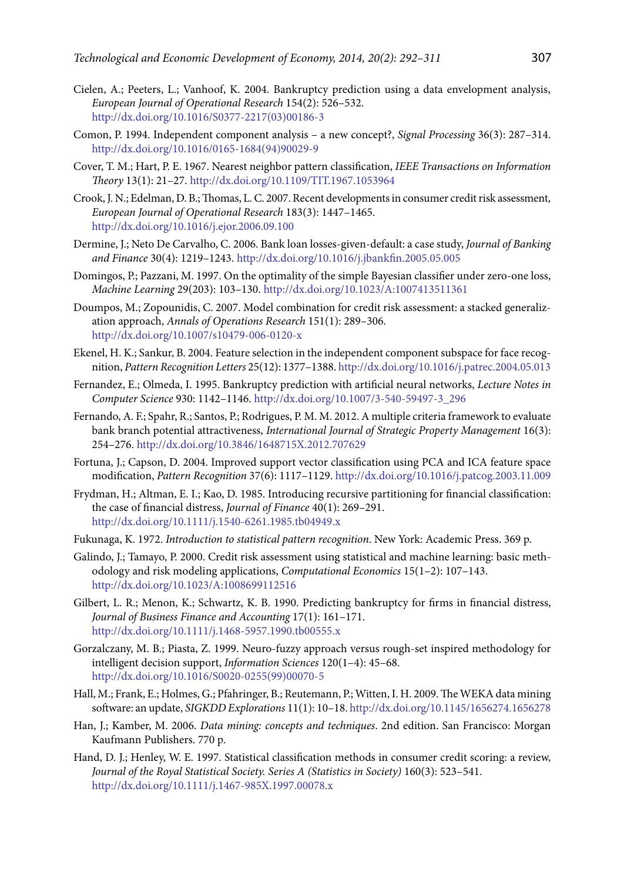Cielen, A.; Peeters, L.; Vanhoof, K. 2004. Bankruptcy prediction using a data envelopment analysis, *European Journal of Operational Research* 154(2): 526–532. http://dx.doi.org/10.1016/S0377-2217(03)00186-3

Comon, P. 1994. Independent component analysis – a new concept?, *Signal Processing* 36(3): 287–314. http://dx.doi.org/10.1016/0165-1684(94)90029-9

Cover, T. M.; Hart, P. E. 1967. Nearest neighbor pattern classification, *IEEE Transactions on Information Theory* 13(1): 21–27. http://dx.doi.org/10.1109/TIT.1967.1053964

Crook, J. N.; Edelman, D. B.; Thomas, L. C. 2007. Recent developments in consumer credit risk assessment, *European Journal of Operational Research* 183(3): 1447–1465. http://dx.doi.org/10.1016/j.ejor.2006.09.100

Dermine, J.; Neto De Carvalho, C. 2006. Bank loan losses-given-default: a case study, *Journal of Banking and Finance* 30(4): 1219–1243. http://dx.doi.org/10.1016/j.jbankfin.2005.05.005

Domingos, P.; Pazzani, M. 1997. On the optimality of the simple Bayesian classifier under zero-one loss, *Machine Learning* 29(203): 103–130. http://dx.doi.org/10.1023/A:1007413511361

Doumpos, M.; Zopounidis, C. 2007. Model combination for credit risk assessment: a stacked generalization approach, *Annals of Operations Research* 151(1): 289–306. http://dx.doi.org/10.1007/s10479-006-0120-x

Ekenel, H. K.; Sankur, B. 2004. Feature selection in the independent component subspace for face recognition, *Pattern Recognition Letters* 25(12): 1377–1388. http://dx.doi.org/10.1016/j.patrec.2004.05.013

Fernandez, E.; Olmeda, I. 1995. Bankruptcy prediction with artificial neural networks, *Lecture Notes in Computer Science* 930: 1142–1146. http://dx.doi.org/10.1007/3-540-59497-3_296

Fernando, A. F.; Spahr, R.; Santos, P.; Rodrigues, P. M. M. 2012. A multiple criteria framework to evaluate bank branch potential attractiveness, *International Journal of Strategic Property Management* 16(3): 254–276. http://dx.doi.org/10.3846/1648715X.2012.707629

Fortuna, J.; Capson, D. 2004. Improved support vector classification using PCA and ICA feature space modification, *Pattern Recognition* 37(6): 1117–1129. http://dx.doi.org/10.1016/j.patcog.2003.11.009

Frydman, H.; Altman, E. I.; Kao, D. 1985. Introducing recursive partitioning for financial classification: the case of financial distress, *Journal of Finance* 40(1): 269–291. http://dx.doi.org/10.1111/j.1540-6261.1985.tb04949.x

Fukunaga, K. 1972. *Introduction to statistical pattern recognition*. New York: Academic Press. 369 p.

Galindo, J.; Tamayo, P. 2000. Credit risk assessment using statistical and machine learning: basic methodology and risk modeling applications, *Computational Economics* 15(1–2): 107–143. http://dx.doi.org/10.1023/A:1008699112516

Gilbert, L. R.; Menon, K.; Schwartz, K. B. 1990. Predicting bankruptcy for firms in financial distress, *Journal of Business Finance and Accounting* 17(1): 161–171. http://dx.doi.org/10.1111/j.1468-5957.1990.tb00555.x

Gorzalczany, M. B.; Piasta, Z. 1999. Neuro-fuzzy approach versus rough-set inspired methodology for intelligent decision support, *Information Sciences* 120(1–4): 45–68. http://dx.doi.org/10.1016/S0020-0255(99)00070-5

Hall, M.; Frank, E.; Holmes, G.; Pfahringer, B.; Reutemann, P.; Witten, I. H. 2009. The WEKA data mining software: an update, *SIGKDD Explorations* 11(1): 10–18. http://dx.doi.org/10.1145/1656274.1656278

Han, J.; Kamber, M. 2006. *Data mining: concepts and techniques*. 2nd edition. San Francisco: Morgan Kaufmann Publishers. 770 p.

Hand, D. J.; Henley, W. E. 1997. Statistical classification methods in consumer credit scoring: a review, *Journal of the Royal Statistical Society. Series A (Statistics in Society)* 160(3): 523–541. http://dx.doi.org/10.1111/j.1467-985X.1997.00078.x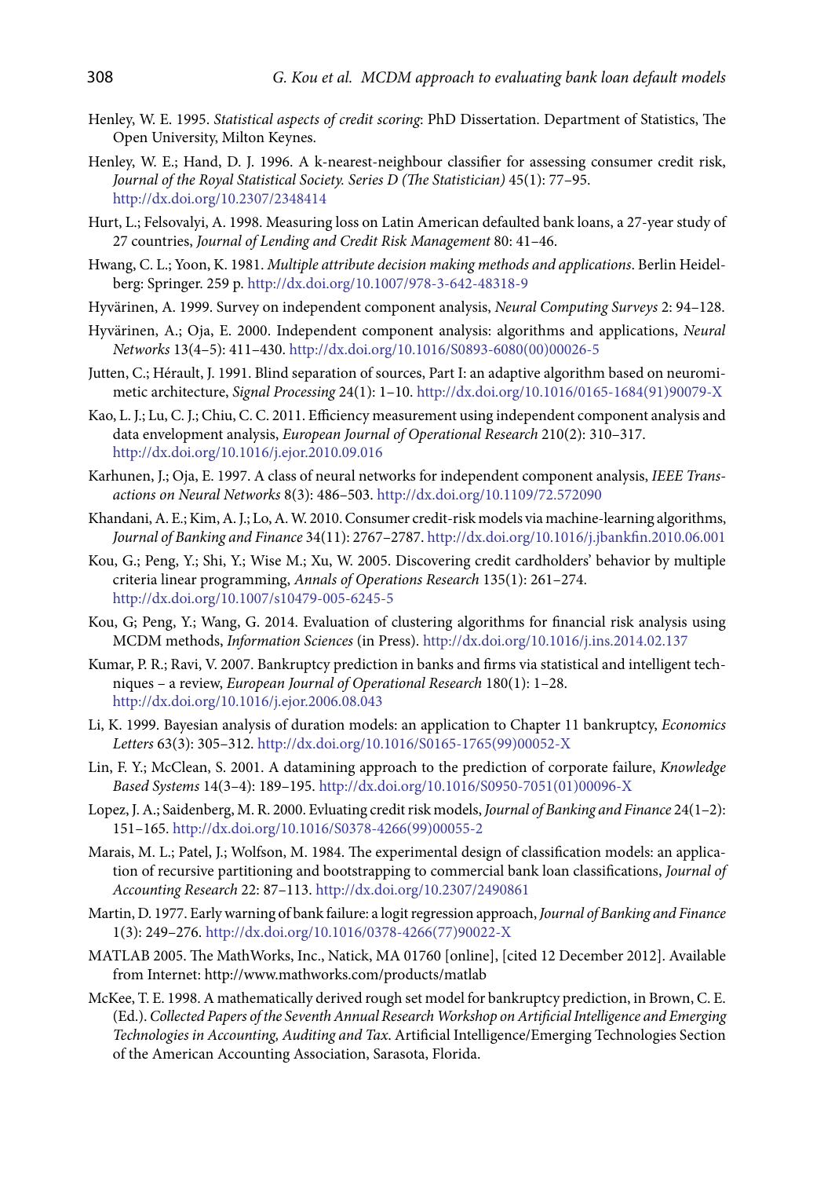Henley, W. E. 1995. *Statistical aspects of credit scoring*: PhD Dissertation. Department of Statistics, The Open University, Milton Keynes.

Henley, W. E.; Hand, D. J. 1996. A k-nearest-neighbour classifier for assessing consumer credit risk, *Journal of the Royal Statistical Society. Series D (The Statistician)* 45(1): 77–95. http://dx.doi.org/10.2307/2348414

Hurt, L.; Felsovalyi, A. 1998. Measuring loss on Latin American defaulted bank loans, a 27-year study of 27 countries, *Journal of Lending and Credit Risk Management* 80: 41–46.

Hwang, C. L.; Yoon, K. 1981. *Multiple attribute decision making methods and applications*. Berlin Heidelberg: Springer. 259 p. http://dx.doi.org/10.1007/978-3-642-48318-9

Hyvärinen, A. 1999. Survey on independent component analysis, *Neural Computing Surveys* 2: 94–128.

Hyvärinen, A.; Oja, E. 2000. Independent component analysis: algorithms and applications, *Neural Networks* 13(4–5): 411–430. http://dx.doi.org/10.1016/S0893-6080(00)00026-5

Jutten, C.; Hérault, J. 1991. Blind separation of sources, Part I: an adaptive algorithm based on neuromimetic architecture, *Signal Processing* 24(1): 1–10. http://dx.doi.org/10.1016/0165-1684(91)90079-X

Kao, L. J.; Lu, C. J.; Chiu, C. C. 2011. Efficiency measurement using independent component analysis and data envelopment analysis, *European Journal of Operational Research* 210(2): 310–317. http://dx.doi.org/10.1016/j.ejor.2010.09.016

Karhunen, J.; Oja, E. 1997. A class of neural networks for independent component analysis, *IEEE Transactions on Neural Networks* 8(3): 486–503. http://dx.doi.org/10.1109/72.572090

Khandani, A. E.; Kim, A. J.; Lo, A. W. 2010. Consumer credit-risk models via machine-learning algorithms, *Journal of Banking and Finance* 34(11): 2767–2787. http://dx.doi.org/10.1016/j.jbankfin.2010.06.001

Kou, G.; Peng, Y.; Shi, Y.; Wise M.; Xu, W. 2005. Discovering credit cardholders' behavior by multiple criteria linear programming, *Annals of Operations Research* 135(1): 261–274. http://dx.doi.org/10.1007/s10479-005-6245-5

Kou, G; Peng, Y.; Wang, G. 2014. Evaluation of clustering algorithms for financial risk analysis using MCDM methods, *Information Sciences* (in Press). http://dx.doi.org/10.1016/j.ins.2014.02.137

Kumar, P. R.; Ravi, V. 2007. Bankruptcy prediction in banks and firms via statistical and intelligent techniques – a review, *European Journal of Operational Research* 180(1): 1–28. http://dx.doi.org/10.1016/j.ejor.2006.08.043

Li, K. 1999. Bayesian analysis of duration models: an application to Chapter 11 bankruptcy, *Economics Letters* 63(3): 305–312. http://dx.doi.org/10.1016/S0165-1765(99)00052-X

Lin, F. Y.; McClean, S. 2001. A datamining approach to the prediction of corporate failure, *Knowledge Based Systems* 14(3–4): 189–195. http://dx.doi.org/10.1016/S0950-7051(01)00096-X

Lopez, J. A.; Saidenberg, M. R. 2000. Evluating credit risk models, *Journal of Banking and Finance* 24(1–2): 151–165. http://dx.doi.org/10.1016/S0378-4266(99)00055-2

Marais, M. L.; Patel, J.; Wolfson, M. 1984. The experimental design of classification models: an application of recursive partitioning and bootstrapping to commercial bank loan classifications, *Journal of Accounting Research* 22: 87–113. http://dx.doi.org/10.2307/2490861

Martin, D. 1977. Early warning of bank failure: a logit regression approach, *Journal of Banking and Finance* 1(3): 249–276. http://dx.doi.org/10.1016/0378-4266(77)90022-X

MATLAB 2005. The MathWorks, Inc., Natick, MA 01760 [online], [cited 12 December 2012]. Available from Internet: http://www.mathworks.com/products/matlab

McKee, T. E. 1998. A mathematically derived rough set model for bankruptcy prediction, in Brown, C. E. (Ed.). *Collected Papers of the Seventh Annual Research Workshop on Artificial Intelligence and Emerging Technologies in Accounting, Auditing and Tax*. Artificial Intelligence/Emerging Technologies Section of the American Accounting Association, Sarasota, Florida.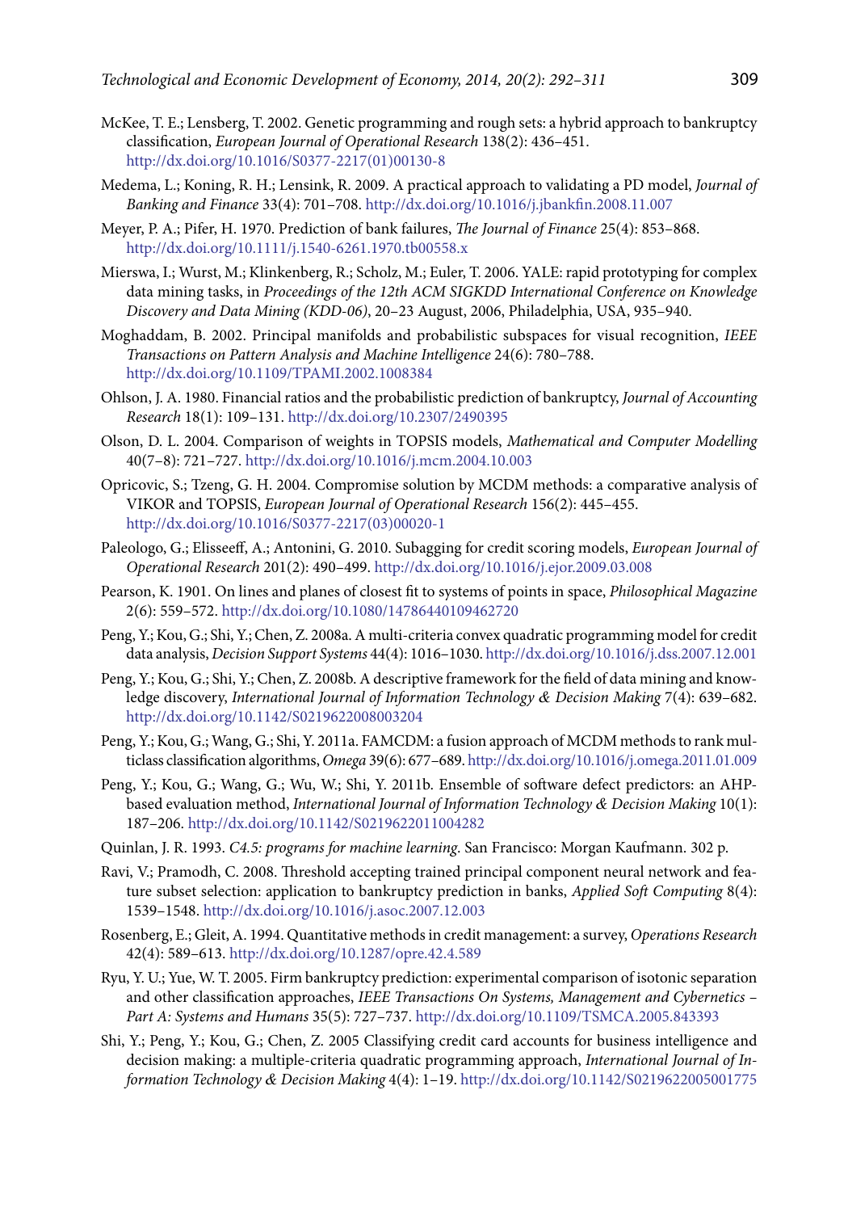McKee, T. E.; Lensberg, T. 2002. Genetic programming and rough sets: a hybrid approach to bankruptcy classification, *European Journal of Operational Research* 138(2): 436–451. http://dx.doi.org/10.1016/S0377-2217(01)00130-8

Medema, L.; Koning, R. H.; Lensink, R. 2009. A practical approach to validating a PD model, *Journal of Banking and Finance* 33(4): 701–708. http://dx.doi.org/10.1016/j.jbankfin.2008.11.007

Meyer, P. A.; Pifer, H. 1970. Prediction of bank failures, *The Journal of Finance* 25(4): 853–868. http://dx.doi.org/10.1111/j.1540-6261.1970.tb00558.x

Mierswa, I.; Wurst, M.; Klinkenberg, R.; Scholz, M.; Euler, T. 2006. YALE: rapid prototyping for complex data mining tasks, in *Proceedings of the 12th ACM SIGKDD International Conference on Knowledge Discovery and Data Mining (KDD-06)*, 20–23 August, 2006, Philadelphia, USA, 935–940.

Moghaddam, B. 2002. Principal manifolds and probabilistic subspaces for visual recognition, *IEEE Transactions on Pattern Analysis and Machine Intelligence* 24(6): 780–788. http://dx.doi.org/10.1109/TPAMI.2002.1008384

Ohlson, J. A. 1980. Financial ratios and the probabilistic prediction of bankruptcy, *Journal of Accounting Research* 18(1): 109–131. http://dx.doi.org/10.2307/2490395

Olson, D. L. 2004. Comparison of weights in TOPSIS models, *Mathematical and Computer Modelling* 40(7–8): 721–727. http://dx.doi.org/10.1016/j.mcm.2004.10.003

Opricovic, S.; Tzeng, G. H. 2004. Compromise solution by MCDM methods: a comparative analysis of VIKOR and TOPSIS, *European Journal of Operational Research* 156(2): 445–455. http://dx.doi.org/10.1016/S0377-2217(03)00020-1

Paleologo, G.; Elisseeff, A.; Antonini, G. 2010. Subagging for credit scoring models, *European Journal of Operational Research* 201(2): 490–499. http://dx.doi.org/10.1016/j.ejor.2009.03.008

Pearson, K. 1901. On lines and planes of closest fit to systems of points in space, *Philosophical Magazine* 2(6): 559–572. http://dx.doi.org/10.1080/14786440109462720

Peng, Y.; Kou, G.; Shi, Y.; Chen, Z. 2008a. A multi-criteria convex quadratic programming model for credit data analysis, *Decision Support Systems* 44(4): 1016–1030. http://dx.doi.org/10.1016/j.dss.2007.12.001

Peng, Y.; Kou, G.; Shi, Y.; Chen, Z. 2008b. A descriptive framework for the field of data mining and knowledge discovery, *International Journal of Information Technology & Decision Making* 7(4): 639–682. http://dx.doi.org/10.1142/S0219622008003204

Peng, Y.; Kou, G.; Wang, G.; Shi, Y. 2011a. FAMCDM: a fusion approach of MCDM methods to rank multiclass classification algorithms, *Omega* 39(6): 677–689. http://dx.doi.org/10.1016/j.omega.2011.01.009

Peng, Y.; Kou, G.; Wang, G.; Wu, W.; Shi, Y. 2011b. Ensemble of software defect predictors: an AHP-based evaluation method, *International Journal of Information Technology & Decision Making* 10(1): 187–206. http://dx.doi.org/10.1142/S0219622011004282

Quinlan, J. R. 1993. *C4.5: programs for machine learning*. San Francisco: Morgan Kaufmann. 302 p.

Ravi, V.; Pramodh, C. 2008. Threshold accepting trained principal component neural network and feature subset selection: application to bankruptcy prediction in banks, *Applied Soft Computing* 8(4): 1539–1548. http://dx.doi.org/10.1016/j.asoc.2007.12.003

Rosenberg, E.; Gleit, A. 1994. Quantitative methods in credit management: a survey, *Operations Research* 42(4): 589–613. http://dx.doi.org/10.1287/opre.42.4.589

Ryu, Y. U.; Yue, W. T. 2005. Firm bankruptcy prediction: experimental comparison of isotonic separation and other classification approaches, *IEEE Transactions On Systems, Management and Cybernetics – Part A: Systems and Humans* 35(5): 727–737. http://dx.doi.org/10.1109/TSMCA.2005.843393

Shi, Y.; Peng, Y.; Kou, G.; Chen, Z. 2005 Classifying credit card accounts for business intelligence and decision making: a multiple-criteria quadratic programming approach, *International Journal of Information Technology & Decision Making* 4(4): 1–19. http://dx.doi.org/10.1142/S0219622005001775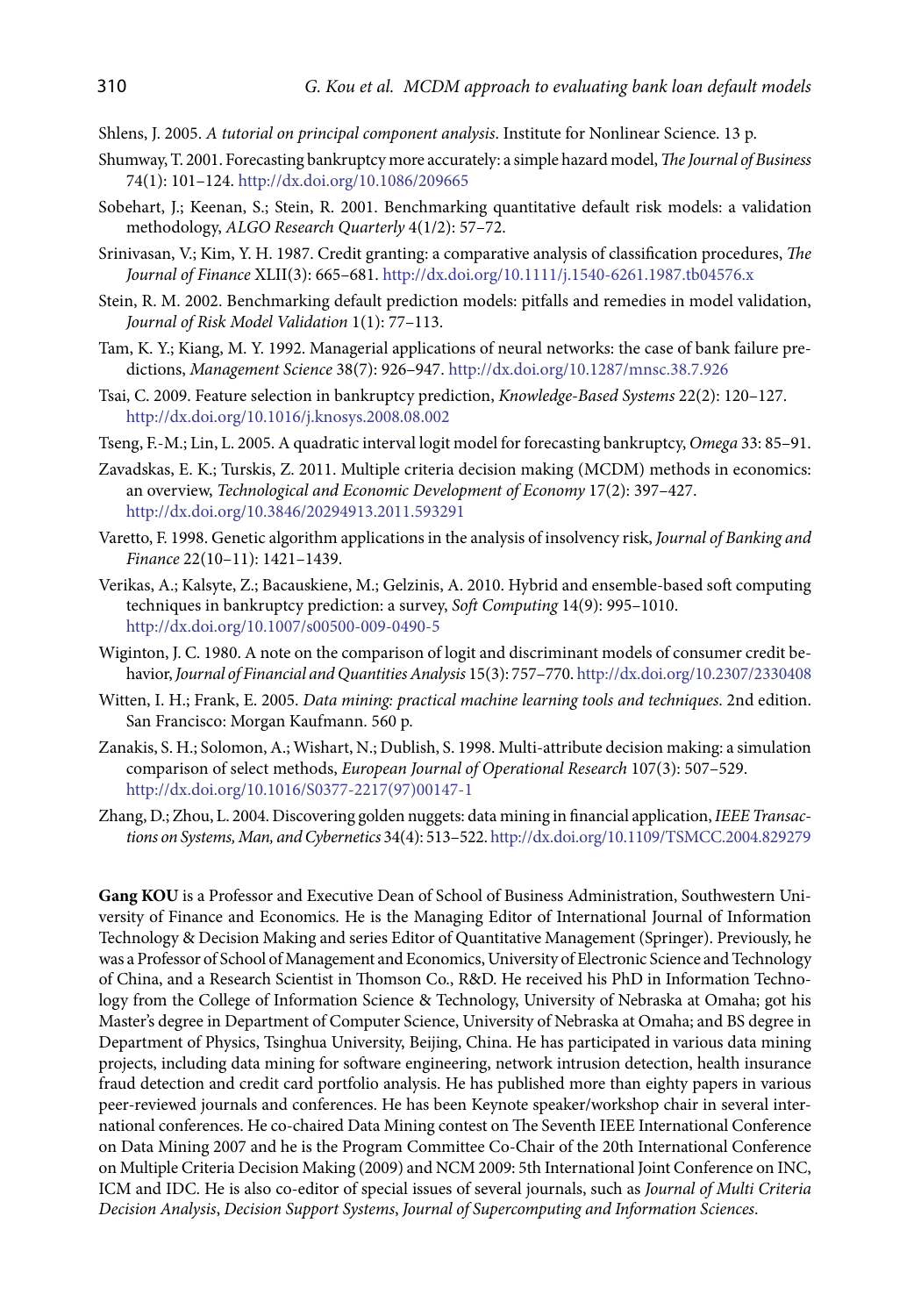Shlens, J. 2005. *A tutorial on principal component analysis*. Institute for Nonlinear Science. 13 p.

Shumway, T. 2001. Forecasting bankruptcy more accurately: a simple hazard model, *The Journal of Business* 74(1): 101–124. http://dx.doi.org/10.1086/209665

Sobehart, J.; Keenan, S.; Stein, R. 2001. Benchmarking quantitative default risk models: a validation methodology, *ALGO Research Quarterly* 4(1/2): 57–72.

Srinivasan, V.; Kim, Y. H. 1987. Credit granting: a comparative analysis of classification procedures, *The Journal of Finance* XLII(3): 665–681. http://dx.doi.org/10.1111/j.1540-6261.1987.tb04576.x

Stein, R. M. 2002. Benchmarking default prediction models: pitfalls and remedies in model validation, *Journal of Risk Model Validation* 1(1): 77–113.

Tam, K. Y.; Kiang, M. Y. 1992. Managerial applications of neural networks: the case of bank failure predictions, *Management Science* 38(7): 926–947. http://dx.doi.org/10.1287/mnsc.38.7.926

Tsai, C. 2009. Feature selection in bankruptcy prediction, *Knowledge-Based Systems* 22(2): 120–127. http://dx.doi.org/10.1016/j.knosys.2008.08.002

Tseng, F.-M.; Lin, L. 2005. A quadratic interval logit model for forecasting bankruptcy, *Omega* 33: 85–91.

Zavadskas, E. K.; Turskis, Z. 2011. Multiple criteria decision making (MCDM) methods in economics: an overview, *Technological and Economic Development of Economy* 17(2): 397–427. http://dx.doi.org/10.3846/20294913.2011.593291

Varetto, F. 1998. Genetic algorithm applications in the analysis of insolvency risk, *Journal of Banking and Finance* 22(10–11): 1421–1439.

Verikas, A.; Kalsyte, Z.; Bacauskiene, M.; Gelzinis, A. 2010. Hybrid and ensemble-based soft computing techniques in bankruptcy prediction: a survey, *Soft Computing* 14(9): 995–1010. http://dx.doi.org/10.1007/s00500-009-0490-5

Wiginton, J. C. 1980. A note on the comparison of logit and discriminant models of consumer credit behavior, *Journal of Financial and Quantities Analysis* 15(3): 757–770. http://dx.doi.org/10.2307/2330408

Witten, I. H.; Frank, E. 2005. *Data mining: practical machine learning tools and techniques*. 2nd edition. San Francisco: Morgan Kaufmann. 560 p.

Zanakis, S. H.; Solomon, A.; Wishart, N.; Dublish, S. 1998. Multi-attribute decision making: a simulation comparison of select methods, *European Journal of Operational Research* 107(3): 507–529. http://dx.doi.org/10.1016/S0377-2217(97)00147-1

Zhang, D.; Zhou, L. 2004. Discovering golden nuggets: data mining in financial application, *IEEE Transactions on Systems, Man, and Cybernetics* 34(4): 513–522. http://dx.doi.org/10.1109/TSMCC.2004.829279

**Gang KOU** is a Professor and Executive Dean of School of Business Administration, Southwestern University of Finance and Economics. He is the Managing Editor of International Journal of Information Technology & Decision Making and series Editor of Quantitative Management (Springer). Previously, he was a Professor of School of Management and Economics, University of Electronic Science and Technology of China, and a Research Scientist in Thomson Co., R&D. He received his PhD in Information Technology from the College of Information Science & Technology, University of Nebraska at Omaha; got his Master's degree in Department of Computer Science, University of Nebraska at Omaha; and BS degree in Department of Physics, Tsinghua University, Beijing, China. He has participated in various data mining projects, including data mining for software engineering, network intrusion detection, health insurance fraud detection and credit card portfolio analysis. He has published more than eighty papers in various peer-reviewed journals and conferences. He has been Keynote speaker/workshop chair in several international conferences. He co-chaired Data Mining contest on The Seventh IEEE International Conference on Data Mining 2007 and he is the Program Committee Co-Chair of the 20th International Conference on Multiple Criteria Decision Making (2009) and NCM 2009: 5th International Joint Conference on INC, ICM and IDC. He is also co-editor of special issues of several journals, such as *Journal of Multi Criteria Decision Analysis*, *Decision Support Systems*, *Journal of Supercomputing and Information Sciences*.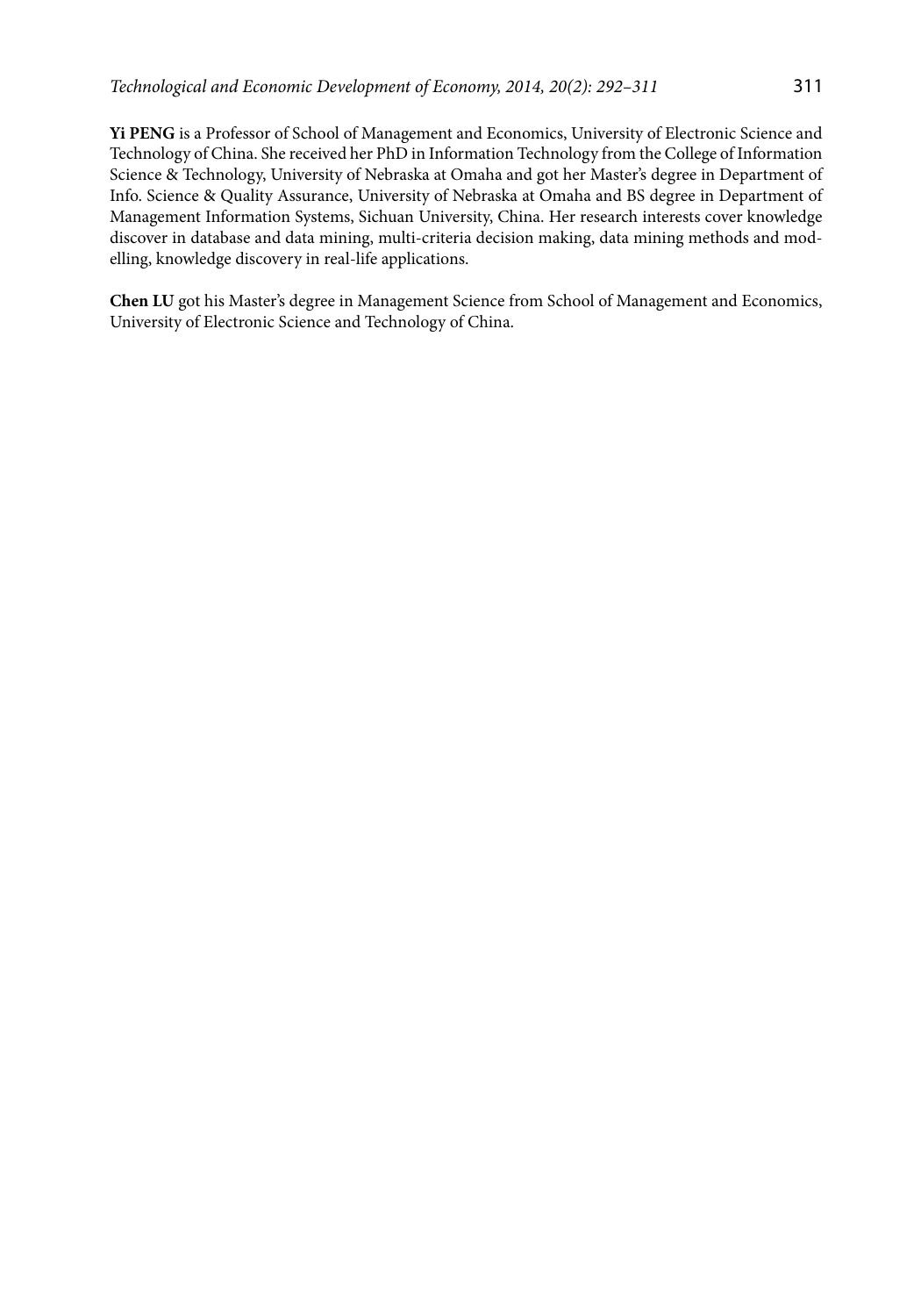**Yi PENG** is a Professor of School of Management and Economics, University of Electronic Science and Technology of China. She received her PhD in Information Technology from the College of Information Science & Technology, University of Nebraska at Omaha and got her Master's degree in Department of Info. Science & Quality Assurance, University of Nebraska at Omaha and BS degree in Department of Management Information Systems, Sichuan University, China. Her research interests cover knowledge discover in database and data mining, multi-criteria decision making, data mining methods and modelling, knowledge discovery in real-life applications.

**Chen LU** got his Master's degree in Management Science from School of Management and Economics, University of Electronic Science and Technology of China.